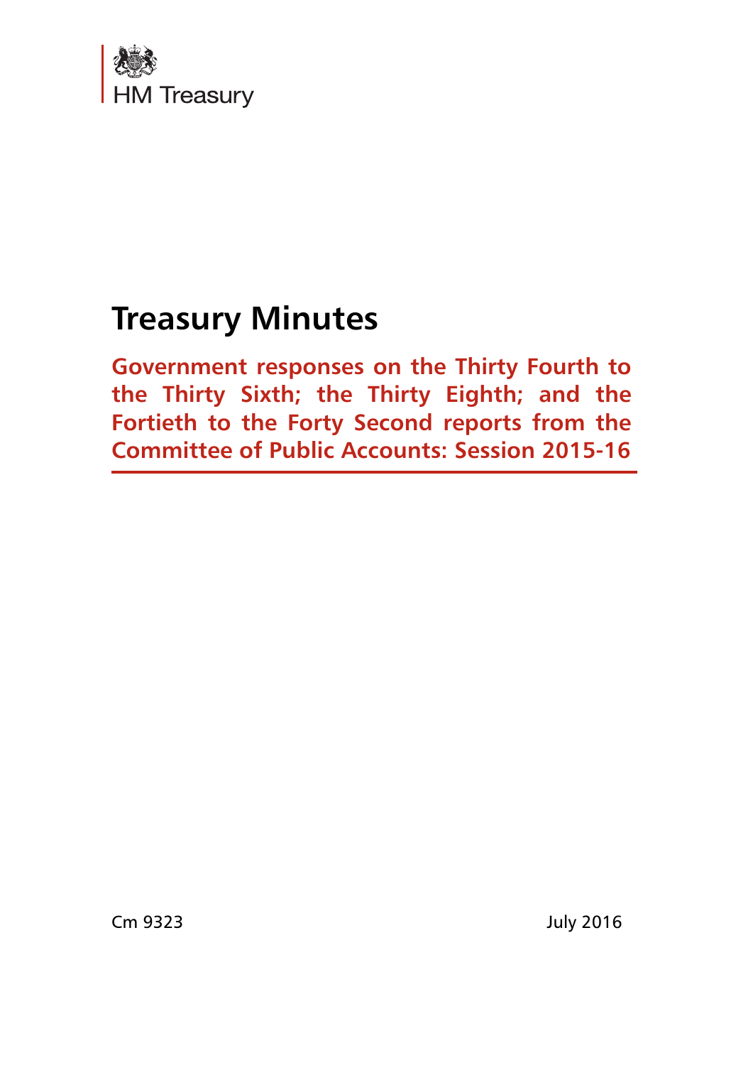HM Treasury

# Treasury Minutes

## Government responses on the Thirty Fourth to the Thirty Sixth; the Thirty Eighth; and the Fortieth to the Forty Second reports from the Committee of Public Accounts: Session 2015-16

Cm 9323

July 2016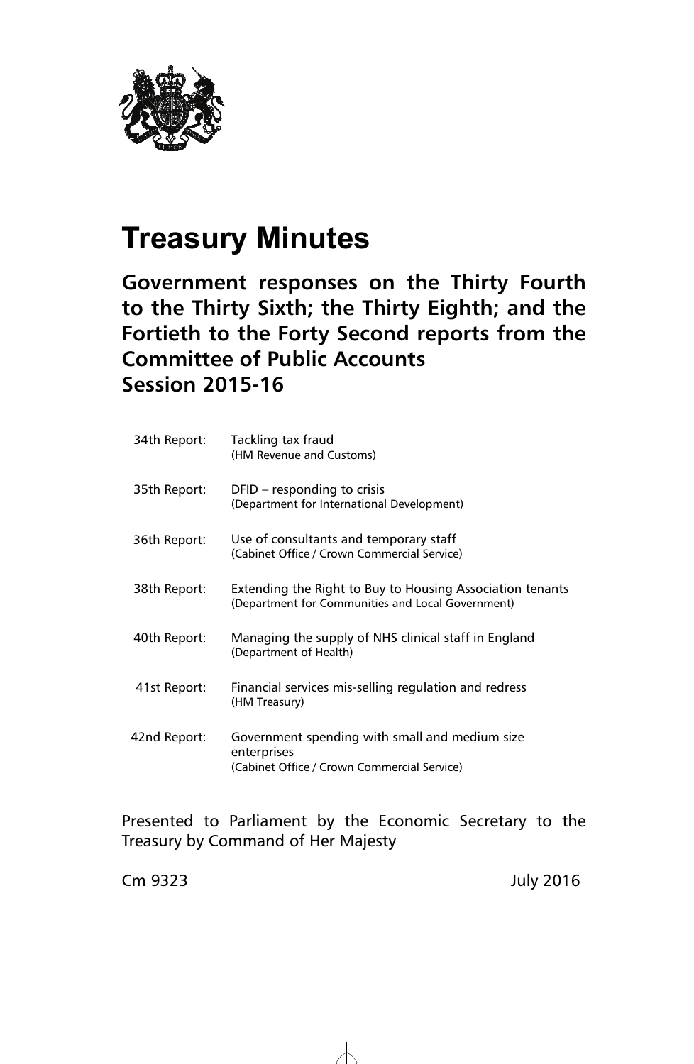# Treasury Minutes

## Government responses on the Thirty Fourth to the Thirty Sixth; the Thirty Eighth; and the Fortieth to the Forty Second reports from the Committee of Public Accounts Session 2015-16

| | |
|---|---|
| 34th Report: | Tackling tax fraud<br>(HM Revenue and Customs) |
| 35th Report: | DFID – responding to crisis<br>(Department for International Development) |
| 36th Report: | Use of consultants and temporary staff<br>(Cabinet Office / Crown Commercial Service) |
| 38th Report: | Extending the Right to Buy to Housing Association tenants<br>(Department for Communities and Local Government) |
| 40th Report: | Managing the supply of NHS clinical staff in England<br>(Department of Health) |
| 41st Report: | Financial services mis-selling regulation and redress<br>(HM Treasury) |
| 42nd Report: | Government spending with small and medium size enterprises<br>(Cabinet Office / Crown Commercial Service) |

Presented to Parliament by the Economic Secretary to the Treasury by Command of Her Majesty

Cm 9323 July 2016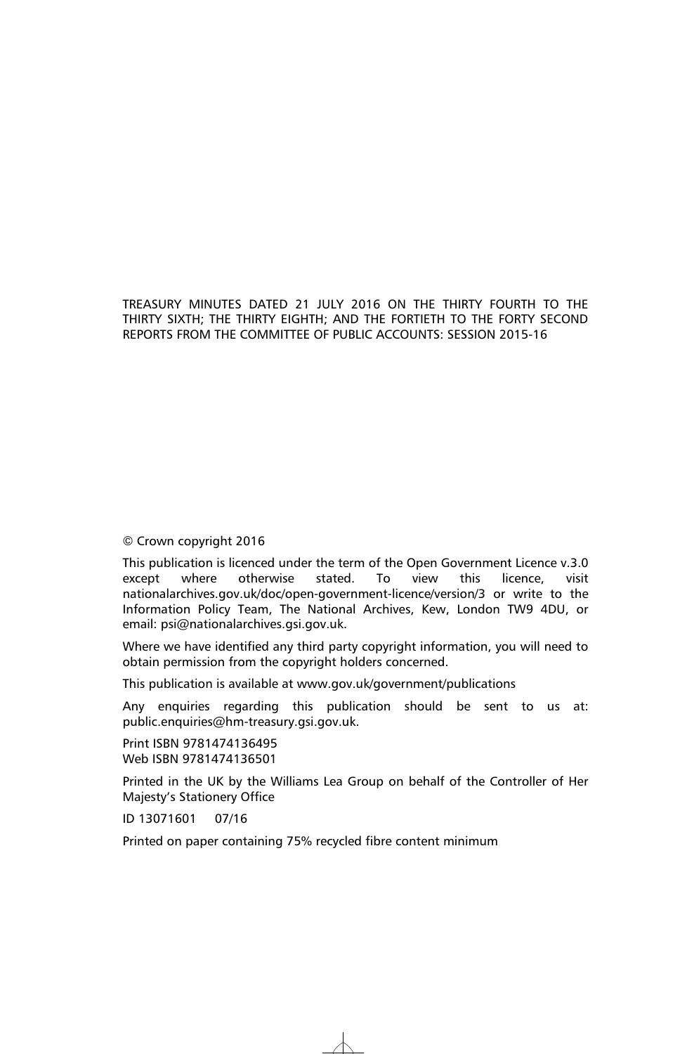TREASURY MINUTES DATED 21 JULY 2016 ON THE THIRTY FOURTH TO THE THIRTY SIXTH; THE THIRTY EIGHTH; AND THE FORTIETH TO THE FORTY SECOND REPORTS FROM THE COMMITTEE OF PUBLIC ACCOUNTS: SESSION 2015-16

© Crown copyright 2016

This publication is licenced under the term of the Open Government Licence v.3.0 except where otherwise stated. To view this licence, visit nationalarchives.gov.uk/doc/open-government-licence/version/3 or write to the Information Policy Team, The National Archives, Kew, London TW9 4DU, or email: psi@nationalarchives.gsi.gov.uk.

Where we have identified any third party copyright information, you will need to obtain permission from the copyright holders concerned.

This publication is available at www.gov.uk/government/publications

Any enquiries regarding this publication should be sent to us at: public.enquiries@hm-treasury.gsi.gov.uk.

Print ISBN 9781474136495
Web ISBN 9781474136501

Printed in the UK by the Williams Lea Group on behalf of the Controller of Her Majesty's Stationery Office

ID 13071601 07/16

Printed on paper containing 75% recycled fibre content minimum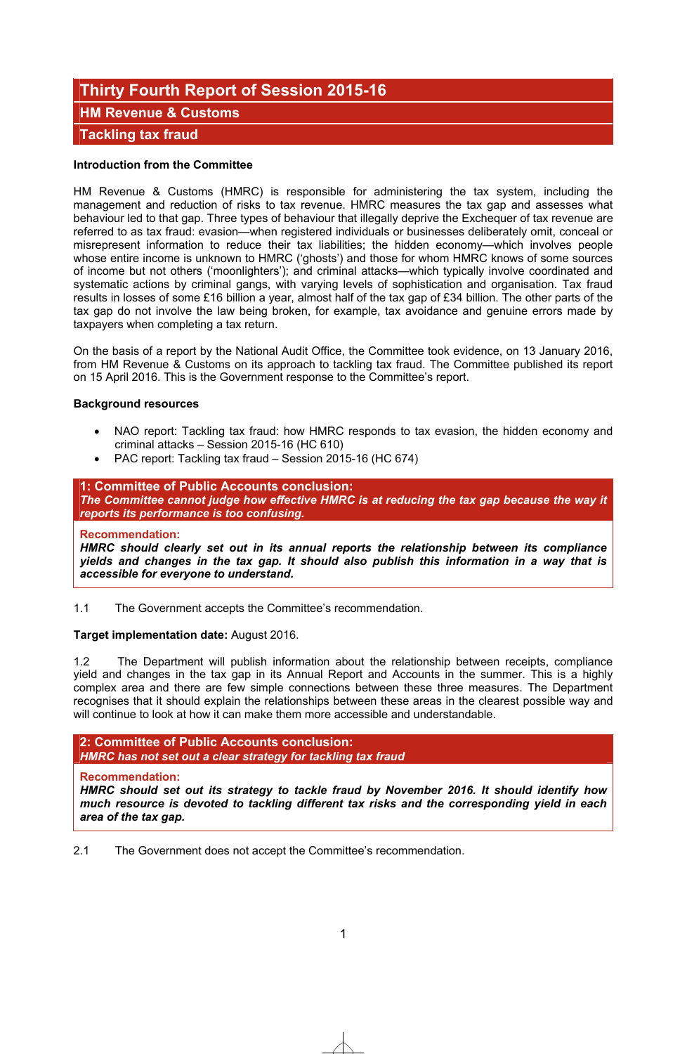# Thirty Fourth Report of Session 2015-16

## HM Revenue & Customs

## Tackling tax fraud

**Introduction from the Committee**

HM Revenue & Customs (HMRC) is responsible for administering the tax system, including the management and reduction of risks to tax revenue. HMRC measures the tax gap and assesses what behaviour led to that gap. Three types of behaviour that illegally deprive the Exchequer of tax revenue are referred to as tax fraud: evasion—when registered individuals or businesses deliberately omit, conceal or misrepresent information to reduce their tax liabilities; the hidden economy—which involves people whose entire income is unknown to HMRC ('ghosts') and those for whom HMRC knows of some sources of income but not others ('moonlighters'); and criminal attacks—which typically involve coordinated and systematic actions by criminal gangs, with varying levels of sophistication and organisation. Tax fraud results in losses of some £16 billion a year, almost half of the tax gap of £34 billion. The other parts of the tax gap do not involve the law being broken, for example, tax avoidance and genuine errors made by taxpayers when completing a tax return.

On the basis of a report by the National Audit Office, the Committee took evidence, on 13 January 2016, from HM Revenue & Customs on its approach to tackling tax fraud. The Committee published its report on 15 April 2016. This is the Government response to the Committee's report.

**Background resources**

- NAO report: Tackling tax fraud: how HMRC responds to tax evasion, the hidden economy and criminal attacks – Session 2015-16 (HC 610)
- PAC report: Tackling tax fraud – Session 2015-16 (HC 674)

**1: Committee of Public Accounts conclusion:**
***The Committee cannot judge how effective HMRC is at reducing the tax gap because the way it reports its performance is too confusing.***

**Recommendation:**
***HMRC should clearly set out in its annual reports the relationship between its compliance yields and changes in the tax gap. It should also publish this information in a way that is accessible for everyone to understand.***

1.1 The Government accepts the Committee's recommendation.

**Target implementation date:** August 2016.

1.2 The Department will publish information about the relationship between receipts, compliance yield and changes in the tax gap in its Annual Report and Accounts in the summer. This is a highly complex area and there are few simple connections between these three measures. The Department recognises that it should explain the relationships between these areas in the clearest possible way and will continue to look at how it can make them more accessible and understandable.

**2: Committee of Public Accounts conclusion:**
***HMRC has not set out a clear strategy for tackling tax fraud***

**Recommendation:**
***HMRC should set out its strategy to tackle fraud by November 2016. It should identify how much resource is devoted to tackling different tax risks and the corresponding yield in each area of the tax gap.***

2.1 The Government does not accept the Committee's recommendation.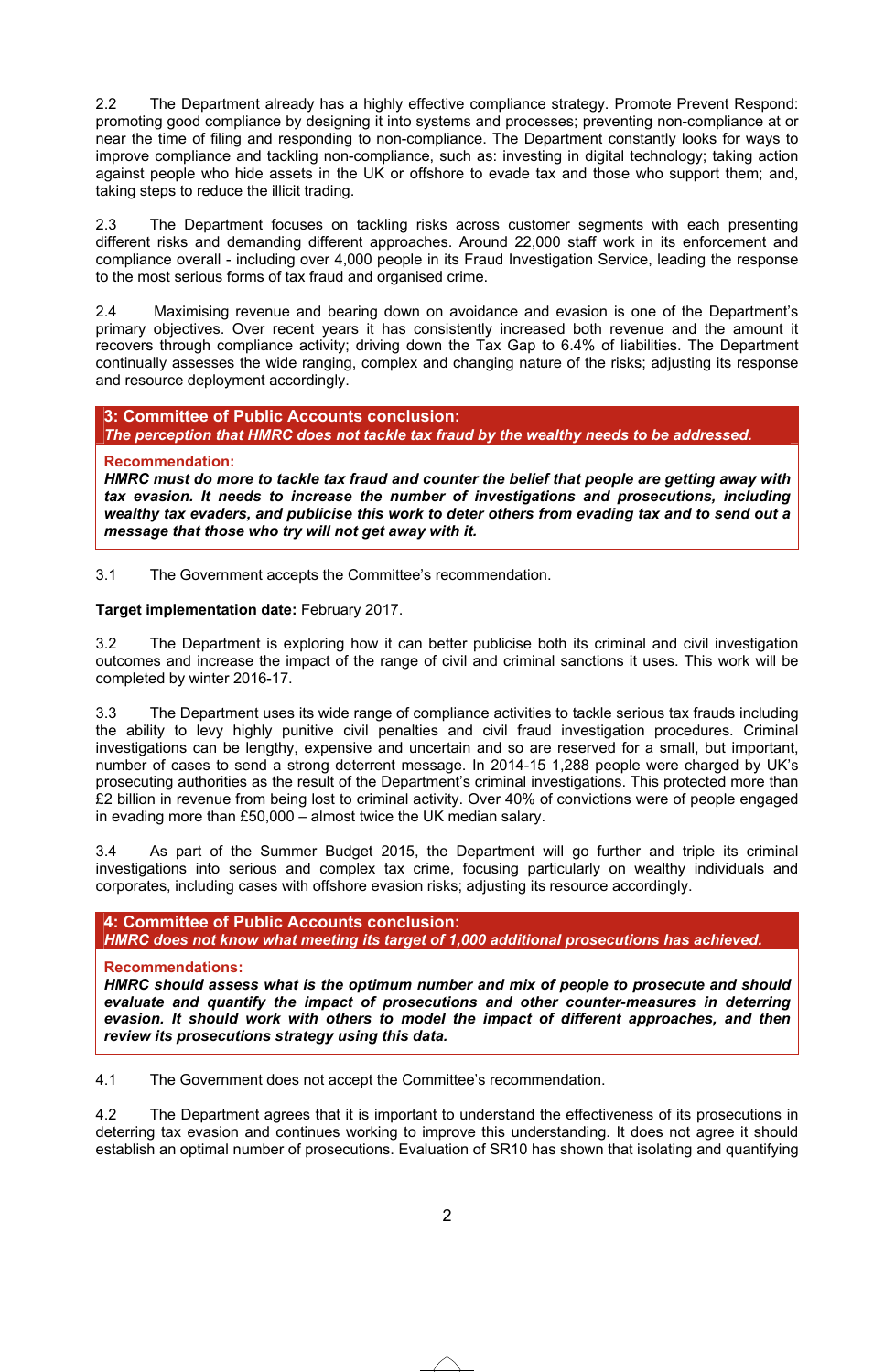2.2 The Department already has a highly effective compliance strategy. Promote Prevent Respond: promoting good compliance by designing it into systems and processes; preventing non-compliance at or near the time of filing and responding to non-compliance. The Department constantly looks for ways to improve compliance and tackling non-compliance, such as: investing in digital technology; taking action against people who hide assets in the UK or offshore to evade tax and those who support them; and, taking steps to reduce the illicit trading.

2.3 The Department focuses on tackling risks across customer segments with each presenting different risks and demanding different approaches. Around 22,000 staff work in its enforcement and compliance overall - including over 4,000 people in its Fraud Investigation Service, leading the response to the most serious forms of tax fraud and organised crime.

2.4 Maximising revenue and bearing down on avoidance and evasion is one of the Department's primary objectives. Over recent years it has consistently increased both revenue and the amount it recovers through compliance activity; driving down the Tax Gap to 6.4% of liabilities. The Department continually assesses the wide ranging, complex and changing nature of the risks; adjusting its response and resource deployment accordingly.

**3: Committee of Public Accounts conclusion:**
***The perception that HMRC does not tackle tax fraud by the wealthy needs to be addressed.***

**Recommendation:**
***HMRC must do more to tackle tax fraud and counter the belief that people are getting away with tax evasion. It needs to increase the number of investigations and prosecutions, including wealthy tax evaders, and publicise this work to deter others from evading tax and to send out a message that those who try will not get away with it.***

3.1 The Government accepts the Committee's recommendation.

**Target implementation date:** February 2017.

3.2 The Department is exploring how it can better publicise both its criminal and civil investigation outcomes and increase the impact of the range of civil and criminal sanctions it uses. This work will be completed by winter 2016-17.

3.3 The Department uses its wide range of compliance activities to tackle serious tax frauds including the ability to levy highly punitive civil penalties and civil fraud investigation procedures. Criminal investigations can be lengthy, expensive and uncertain and so are reserved for a small, but important, number of cases to send a strong deterrent message. In 2014-15 1,288 people were charged by UK's prosecuting authorities as the result of the Department's criminal investigations. This protected more than £2 billion in revenue from being lost to criminal activity. Over 40% of convictions were of people engaged in evading more than £50,000 – almost twice the UK median salary.

3.4 As part of the Summer Budget 2015, the Department will go further and triple its criminal investigations into serious and complex tax crime, focusing particularly on wealthy individuals and corporates, including cases with offshore evasion risks; adjusting its resource accordingly.

**4: Committee of Public Accounts conclusion:**
***HMRC does not know what meeting its target of 1,000 additional prosecutions has achieved.***

**Recommendations:**
***HMRC should assess what is the optimum number and mix of people to prosecute and should evaluate and quantify the impact of prosecutions and other counter-measures in deterring evasion. It should work with others to model the impact of different approaches, and then review its prosecutions strategy using this data.***

4.1 The Government does not accept the Committee's recommendation.

4.2 The Department agrees that it is important to understand the effectiveness of its prosecutions in deterring tax evasion and continues working to improve this understanding. It does not agree it should establish an optimal number of prosecutions. Evaluation of SR10 has shown that isolating and quantifying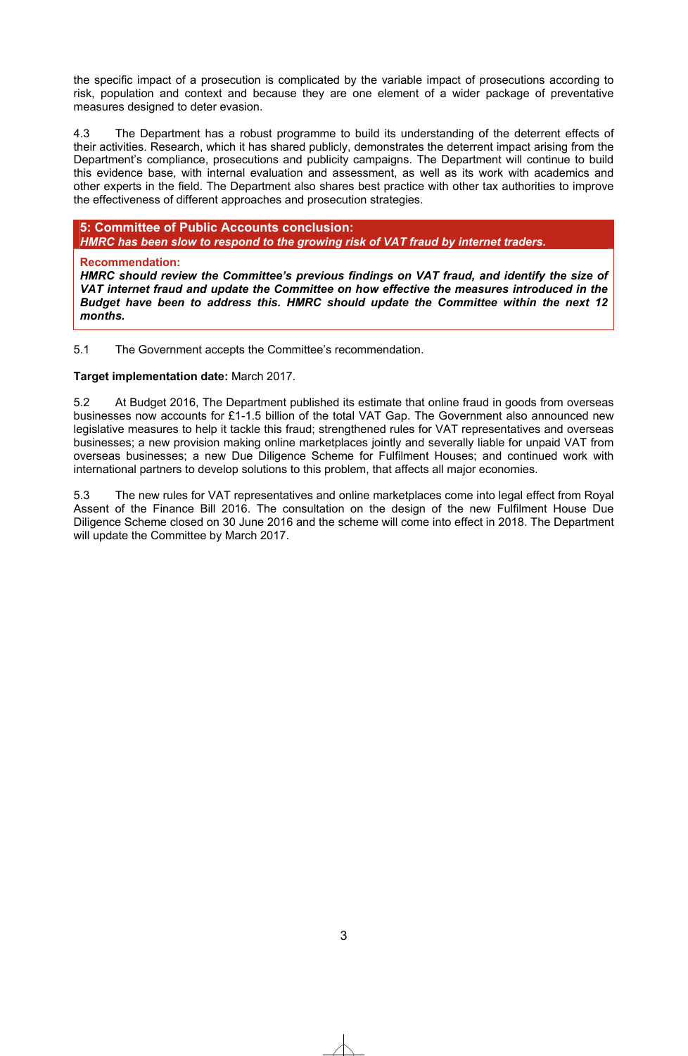the specific impact of a prosecution is complicated by the variable impact of prosecutions according to risk, population and context and because they are one element of a wider package of preventative measures designed to deter evasion.

4.3 The Department has a robust programme to build its understanding of the deterrent effects of their activities. Research, which it has shared publicly, demonstrates the deterrent impact arising from the Department's compliance, prosecutions and publicity campaigns. The Department will continue to build this evidence base, with internal evaluation and assessment, as well as its work with academics and other experts in the field. The Department also shares best practice with other tax authorities to improve the effectiveness of different approaches and prosecution strategies.

**5: Committee of Public Accounts conclusion:**
***HMRC has been slow to respond to the growing risk of VAT fraud by internet traders.***

**Recommendation:**
***HMRC should review the Committee's previous findings on VAT fraud, and identify the size of VAT internet fraud and update the Committee on how effective the measures introduced in the Budget have been to address this. HMRC should update the Committee within the next 12 months.***

5.1 The Government accepts the Committee's recommendation.

**Target implementation date:** March 2017.

5.2 At Budget 2016, The Department published its estimate that online fraud in goods from overseas businesses now accounts for £1-1.5 billion of the total VAT Gap. The Government also announced new legislative measures to help it tackle this fraud; strengthened rules for VAT representatives and overseas businesses; a new provision making online marketplaces jointly and severally liable for unpaid VAT from overseas businesses; a new Due Diligence Scheme for Fulfilment Houses; and continued work with international partners to develop solutions to this problem, that affects all major economies.

5.3 The new rules for VAT representatives and online marketplaces come into legal effect from Royal Assent of the Finance Bill 2016. The consultation on the design of the new Fulfilment House Due Diligence Scheme closed on 30 June 2016 and the scheme will come into effect in 2018. The Department will update the Committee by March 2017.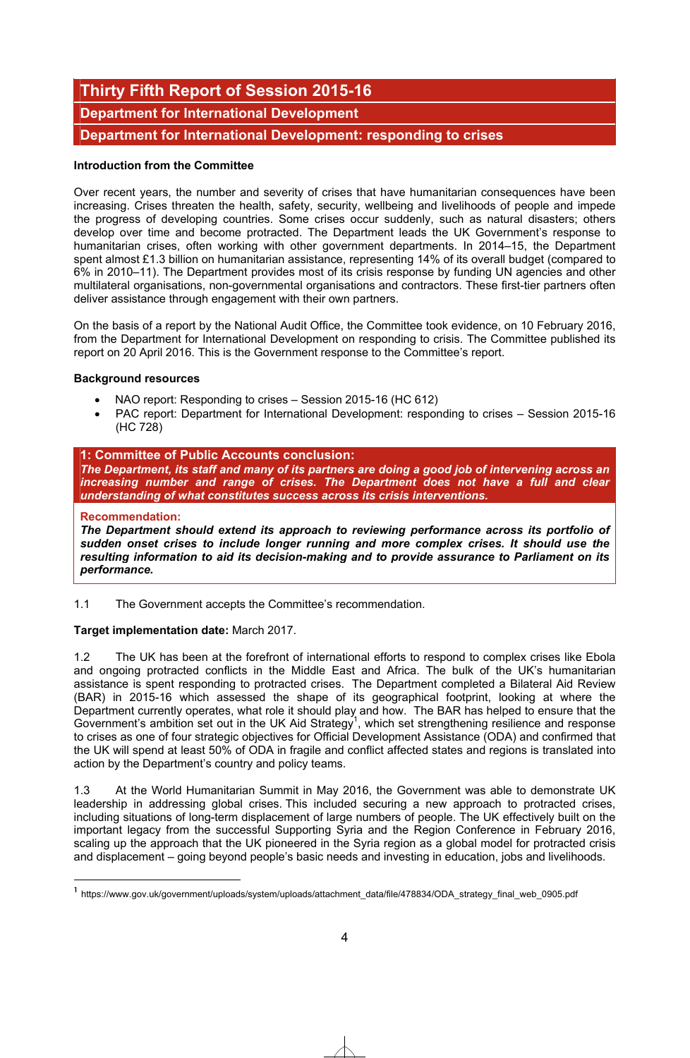# Thirty Fifth Report of Session 2015-16

## Department for International Development

## Department for International Development: responding to crises

**Introduction from the Committee**

Over recent years, the number and severity of crises that have humanitarian consequences have been increasing. Crises threaten the health, safety, security, wellbeing and livelihoods of people and impede the progress of developing countries. Some crises occur suddenly, such as natural disasters; others develop over time and become protracted. The Department leads the UK Government's response to humanitarian crises, often working with other government departments. In 2014–15, the Department spent almost £1.3 billion on humanitarian assistance, representing 14% of its overall budget (compared to 6% in 2010–11). The Department provides most of its crisis response by funding UN agencies and other multilateral organisations, non-governmental organisations and contractors. These first-tier partners often deliver assistance through engagement with their own partners.

On the basis of a report by the National Audit Office, the Committee took evidence, on 10 February 2016, from the Department for International Development on responding to crisis. The Committee published its report on 20 April 2016. This is the Government response to the Committee's report.

**Background resources**

- NAO report: Responding to crises – Session 2015-16 (HC 612)
- PAC report: Department for International Development: responding to crises – Session 2015-16 (HC 728)

**1: Committee of Public Accounts conclusion:**

***The Department, its staff and many of its partners are doing a good job of intervening across an increasing number and range of crises. The Department does not have a full and clear understanding of what constitutes success across its crisis interventions.***

**Recommendation:**

***The Department should extend its approach to reviewing performance across its portfolio of sudden onset crises to include longer running and more complex crises. It should use the resulting information to aid its decision-making and to provide assurance to Parliament on its performance.***

1.1 The Government accepts the Committee's recommendation.

**Target implementation date:** March 2017.

1.2 The UK has been at the forefront of international efforts to respond to complex crises like Ebola and ongoing protracted conflicts in the Middle East and Africa. The bulk of the UK's humanitarian assistance is spent responding to protracted crises. The Department completed a Bilateral Aid Review (BAR) in 2015-16 which assessed the shape of its geographical footprint, looking at where the Department currently operates, what role it should play and how. The BAR has helped to ensure that the Government's ambition set out in the UK Aid Strategy[1], which set strengthening resilience and response to crises as one of four strategic objectives for Official Development Assistance (ODA) and confirmed that the UK will spend at least 50% of ODA in fragile and conflict affected states and regions is translated into action by the Department's country and policy teams.

1.3 At the World Humanitarian Summit in May 2016, the Government was able to demonstrate UK leadership in addressing global crises. This included securing a new approach to protracted crises, including situations of long-term displacement of large numbers of people. The UK effectively built on the important legacy from the successful Supporting Syria and the Region Conference in February 2016, scaling up the approach that the UK pioneered in the Syria region as a global model for protracted crisis and displacement – going beyond people's basic needs and investing in education, jobs and livelihoods.

[1] https://www.gov.uk/government/uploads/system/uploads/attachment_data/file/478834/ODA_strategy_final_web_0905.pdf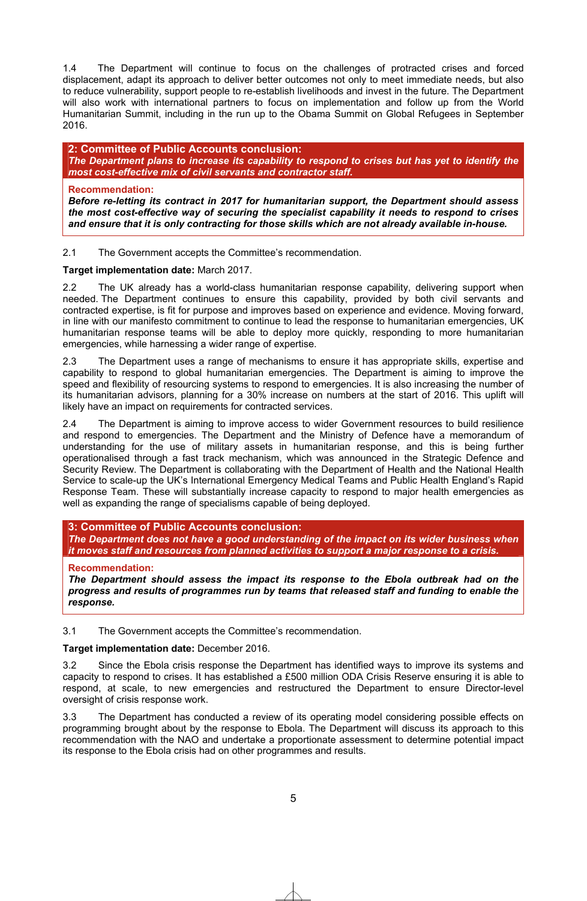1.4 The Department will continue to focus on the challenges of protracted crises and forced displacement, adapt its approach to deliver better outcomes not only to meet immediate needs, but also to reduce vulnerability, support people to re-establish livelihoods and invest in the future. The Department will also work with international partners to focus on implementation and follow up from the World Humanitarian Summit, including in the run up to the Obama Summit on Global Refugees in September 2016.

**2: Committee of Public Accounts conclusion:**
***The Department plans to increase its capability to respond to crises but has yet to identify the most cost-effective mix of civil servants and contractor staff.***

**Recommendation:**
***Before re-letting its contract in 2017 for humanitarian support, the Department should assess the most cost-effective way of securing the specialist capability it needs to respond to crises and ensure that it is only contracting for those skills which are not already available in-house.***

2.1 The Government accepts the Committee's recommendation.

**Target implementation date:** March 2017.

2.2 The UK already has a world-class humanitarian response capability, delivering support when needed. The Department continues to ensure this capability, provided by both civil servants and contracted expertise, is fit for purpose and improves based on experience and evidence. Moving forward, in line with our manifesto commitment to continue to lead the response to humanitarian emergencies, UK humanitarian response teams will be able to deploy more quickly, responding to more humanitarian emergencies, while harnessing a wider range of expertise.

2.3 The Department uses a range of mechanisms to ensure it has appropriate skills, expertise and capability to respond to global humanitarian emergencies. The Department is aiming to improve the speed and flexibility of resourcing systems to respond to emergencies. It is also increasing the number of its humanitarian advisors, planning for a 30% increase on numbers at the start of 2016. This uplift will likely have an impact on requirements for contracted services.

2.4 The Department is aiming to improve access to wider Government resources to build resilience and respond to emergencies. The Department and the Ministry of Defence have a memorandum of understanding for the use of military assets in humanitarian response, and this is being further operationalised through a fast track mechanism, which was announced in the Strategic Defence and Security Review. The Department is collaborating with the Department of Health and the National Health Service to scale-up the UK's International Emergency Medical Teams and Public Health England's Rapid Response Team. These will substantially increase capacity to respond to major health emergencies as well as expanding the range of specialisms capable of being deployed.

**3: Committee of Public Accounts conclusion:**
***The Department does not have a good understanding of the impact on its wider business when it moves staff and resources from planned activities to support a major response to a crisis.***

**Recommendation:**
***The Department should assess the impact its response to the Ebola outbreak had on the progress and results of programmes run by teams that released staff and funding to enable the response.***

3.1 The Government accepts the Committee's recommendation.

**Target implementation date:** December 2016.

3.2 Since the Ebola crisis response the Department has identified ways to improve its systems and capacity to respond to crises. It has established a £500 million ODA Crisis Reserve ensuring it is able to respond, at scale, to new emergencies and restructured the Department to ensure Director-level oversight of crisis response work.

3.3 The Department has conducted a review of its operating model considering possible effects on programming brought about by the response to Ebola. The Department will discuss its approach to this recommendation with the NAO and undertake a proportionate assessment to determine potential impact its response to the Ebola crisis had on other programmes and results.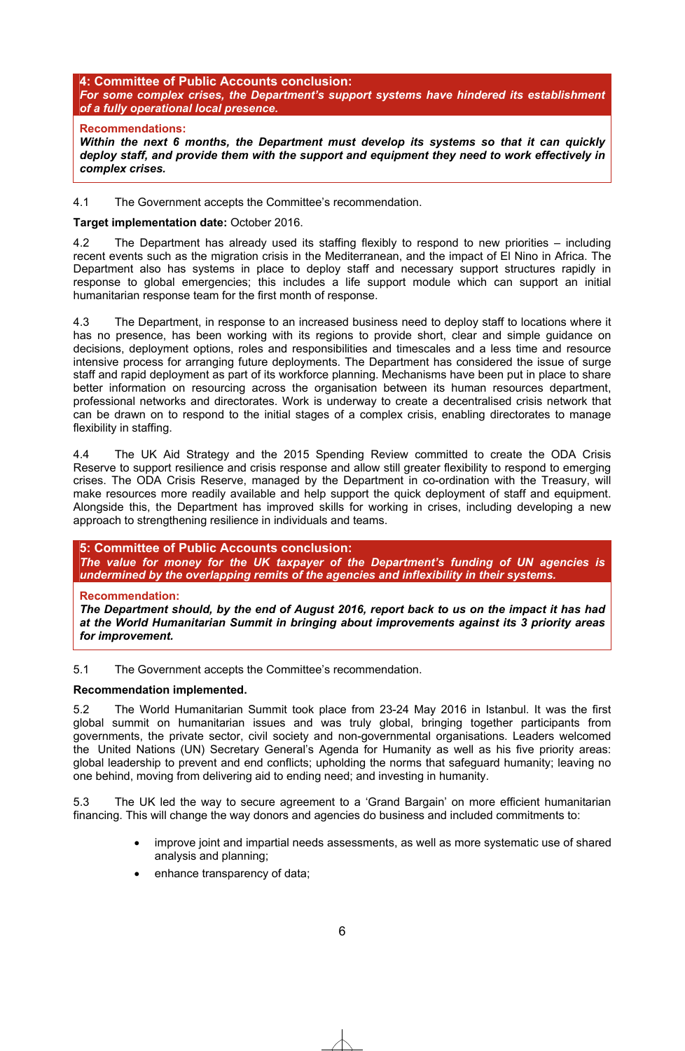**4: Committee of Public Accounts conclusion:**
***For some complex crises, the Department's support systems have hindered its establishment of a fully operational local presence.***

**Recommendations:**
***Within the next 6 months, the Department must develop its systems so that it can quickly deploy staff, and provide them with the support and equipment they need to work effectively in complex crises.***

4.1 The Government accepts the Committee's recommendation.

**Target implementation date:** October 2016.

4.2 The Department has already used its staffing flexibly to respond to new priorities – including recent events such as the migration crisis in the Mediterranean, and the impact of El Nino in Africa. The Department also has systems in place to deploy staff and necessary support structures rapidly in response to global emergencies; this includes a life support module which can support an initial humanitarian response team for the first month of response.

4.3 The Department, in response to an increased business need to deploy staff to locations where it has no presence, has been working with its regions to provide short, clear and simple guidance on decisions, deployment options, roles and responsibilities and timescales and a less time and resource intensive process for arranging future deployments. The Department has considered the issue of surge staff and rapid deployment as part of its workforce planning. Mechanisms have been put in place to share better information on resourcing across the organisation between its human resources department, professional networks and directorates. Work is underway to create a decentralised crisis network that can be drawn on to respond to the initial stages of a complex crisis, enabling directorates to manage flexibility in staffing.

4.4 The UK Aid Strategy and the 2015 Spending Review committed to create the ODA Crisis Reserve to support resilience and crisis response and allow still greater flexibility to respond to emerging crises. The ODA Crisis Reserve, managed by the Department in co-ordination with the Treasury, will make resources more readily available and help support the quick deployment of staff and equipment. Alongside this, the Department has improved skills for working in crises, including developing a new approach to strengthening resilience in individuals and teams.

**5: Committee of Public Accounts conclusion:**
***The value for money for the UK taxpayer of the Department's funding of UN agencies is undermined by the overlapping remits of the agencies and inflexibility in their systems.***

**Recommendation:**
***The Department should, by the end of August 2016, report back to us on the impact it has had at the World Humanitarian Summit in bringing about improvements against its 3 priority areas for improvement.***

5.1 The Government accepts the Committee's recommendation.

**Recommendation implemented.**

5.2 The World Humanitarian Summit took place from 23-24 May 2016 in Istanbul. It was the first global summit on humanitarian issues and was truly global, bringing together participants from governments, the private sector, civil society and non-governmental organisations. Leaders welcomed the United Nations (UN) Secretary General's Agenda for Humanity as well as his five priority areas: global leadership to prevent and end conflicts; upholding the norms that safeguard humanity; leaving no one behind, moving from delivering aid to ending need; and investing in humanity.

5.3 The UK led the way to secure agreement to a 'Grand Bargain' on more efficient humanitarian financing. This will change the way donors and agencies do business and included commitments to:

- improve joint and impartial needs assessments, as well as more systematic use of shared analysis and planning;
- enhance transparency of data;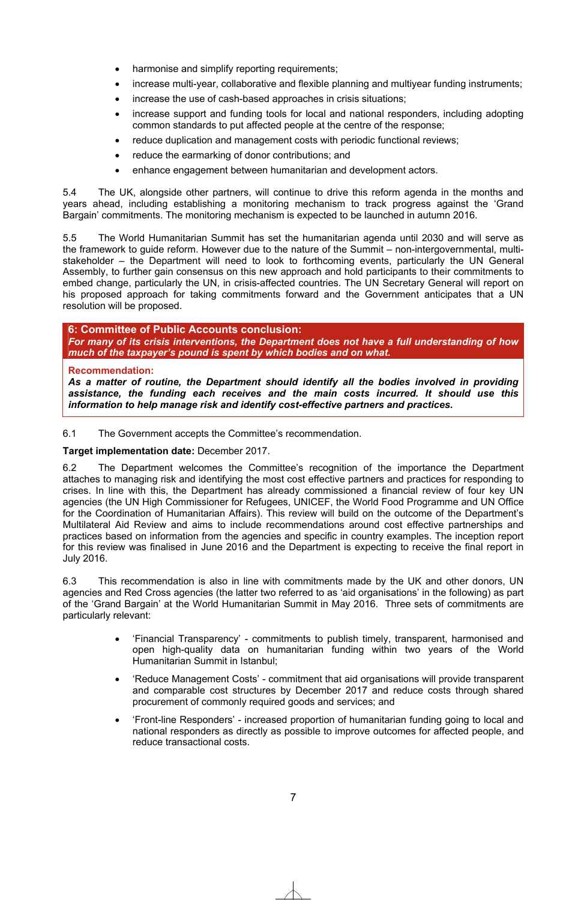- harmonise and simplify reporting requirements;
- increase multi-year, collaborative and flexible planning and multiyear funding instruments;
- increase the use of cash-based approaches in crisis situations;
- increase support and funding tools for local and national responders, including adopting common standards to put affected people at the centre of the response;
- reduce duplication and management costs with periodic functional reviews;
- reduce the earmarking of donor contributions; and
- enhance engagement between humanitarian and development actors.

5.4 The UK, alongside other partners, will continue to drive this reform agenda in the months and years ahead, including establishing a monitoring mechanism to track progress against the 'Grand Bargain' commitments. The monitoring mechanism is expected to be launched in autumn 2016.

5.5 The World Humanitarian Summit has set the humanitarian agenda until 2030 and will serve as the framework to guide reform. However due to the nature of the Summit – non-intergovernmental, multi-stakeholder – the Department will need to look to forthcoming events, particularly the UN General Assembly, to further gain consensus on this new approach and hold participants to their commitments to embed change, particularly the UN, in crisis-affected countries. The UN Secretary General will report on his proposed approach for taking commitments forward and the Government anticipates that a UN resolution will be proposed.

**6: Committee of Public Accounts conclusion:**

***For many of its crisis interventions, the Department does not have a full understanding of how much of the taxpayer's pound is spent by which bodies and on what.***

**Recommendation:**

***As a matter of routine, the Department should identify all the bodies involved in providing assistance, the funding each receives and the main costs incurred. It should use this information to help manage risk and identify cost-effective partners and practices.***

6.1 The Government accepts the Committee's recommendation.

**Target implementation date:** December 2017.

6.2 The Department welcomes the Committee's recognition of the importance the Department attaches to managing risk and identifying the most cost effective partners and practices for responding to crises. In line with this, the Department has already commissioned a financial review of four key UN agencies (the UN High Commissioner for Refugees, UNICEF, the World Food Programme and UN Office for the Coordination of Humanitarian Affairs). This review will build on the outcome of the Department's Multilateral Aid Review and aims to include recommendations around cost effective partnerships and practices based on information from the agencies and specific in country examples. The inception report for this review was finalised in June 2016 and the Department is expecting to receive the final report in July 2016.

6.3 This recommendation is also in line with commitments made by the UK and other donors, UN agencies and Red Cross agencies (the latter two referred to as 'aid organisations' in the following) as part of the 'Grand Bargain' at the World Humanitarian Summit in May 2016. Three sets of commitments are particularly relevant:

- 'Financial Transparency' - commitments to publish timely, transparent, harmonised and open high-quality data on humanitarian funding within two years of the World Humanitarian Summit in Istanbul;
- 'Reduce Management Costs' - commitment that aid organisations will provide transparent and comparable cost structures by December 2017 and reduce costs through shared procurement of commonly required goods and services; and
- 'Front-line Responders' - increased proportion of humanitarian funding going to local and national responders as directly as possible to improve outcomes for affected people, and reduce transactional costs.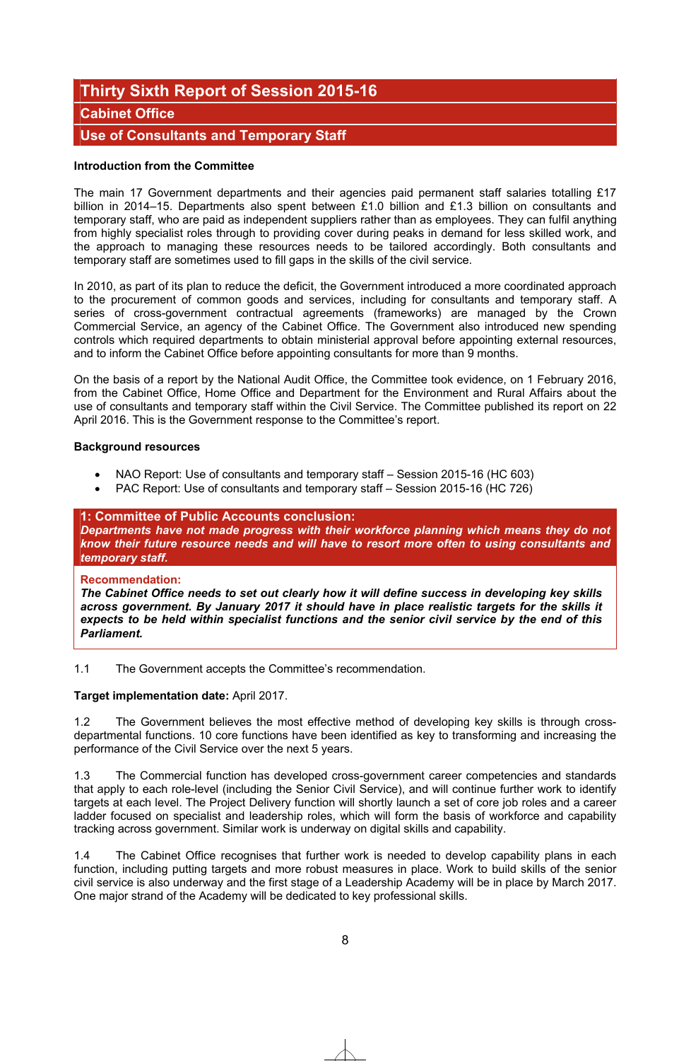## Thirty Sixth Report of Session 2015-16

### Cabinet Office

### Use of Consultants and Temporary Staff

**Introduction from the Committee**

The main 17 Government departments and their agencies paid permanent staff salaries totalling £17 billion in 2014–15. Departments also spent between £1.0 billion and £1.3 billion on consultants and temporary staff, who are paid as independent suppliers rather than as employees. They can fulfil anything from highly specialist roles through to providing cover during peaks in demand for less skilled work, and the approach to managing these resources needs to be tailored accordingly. Both consultants and temporary staff are sometimes used to fill gaps in the skills of the civil service.

In 2010, as part of its plan to reduce the deficit, the Government introduced a more coordinated approach to the procurement of common goods and services, including for consultants and temporary staff. A series of cross-government contractual agreements (frameworks) are managed by the Crown Commercial Service, an agency of the Cabinet Office. The Government also introduced new spending controls which required departments to obtain ministerial approval before appointing external resources, and to inform the Cabinet Office before appointing consultants for more than 9 months.

On the basis of a report by the National Audit Office, the Committee took evidence, on 1 February 2016, from the Cabinet Office, Home Office and Department for the Environment and Rural Affairs about the use of consultants and temporary staff within the Civil Service. The Committee published its report on 22 April 2016. This is the Government response to the Committee's report.

**Background resources**

- NAO Report: Use of consultants and temporary staff – Session 2015-16 (HC 603)
- PAC Report: Use of consultants and temporary staff – Session 2015-16 (HC 726)

**1: Committee of Public Accounts conclusion:**
***Departments have not made progress with their workforce planning which means they do not know their future resource needs and will have to resort more often to using consultants and temporary staff.***

**Recommendation:**
***The Cabinet Office needs to set out clearly how it will define success in developing key skills across government. By January 2017 it should have in place realistic targets for the skills it expects to be held within specialist functions and the senior civil service by the end of this Parliament.***

1.1 The Government accepts the Committee's recommendation.

**Target implementation date:** April 2017.

1.2 The Government believes the most effective method of developing key skills is through cross-departmental functions. 10 core functions have been identified as key to transforming and increasing the performance of the Civil Service over the next 5 years.

1.3 The Commercial function has developed cross-government career competencies and standards that apply to each role-level (including the Senior Civil Service), and will continue further work to identify targets at each level. The Project Delivery function will shortly launch a set of core job roles and a career ladder focused on specialist and leadership roles, which will form the basis of workforce and capability tracking across government. Similar work is underway on digital skills and capability.

1.4 The Cabinet Office recognises that further work is needed to develop capability plans in each function, including putting targets and more robust measures in place. Work to build skills of the senior civil service is also underway and the first stage of a Leadership Academy will be in place by March 2017. One major strand of the Academy will be dedicated to key professional skills.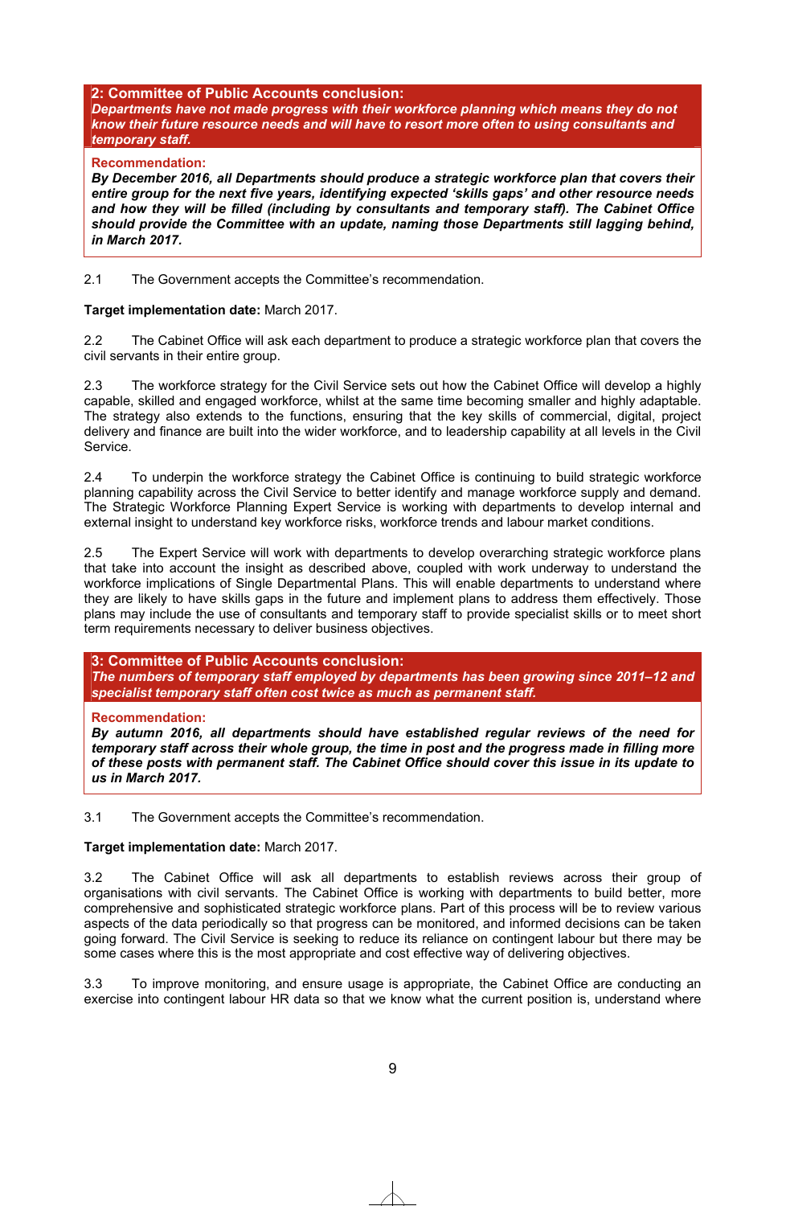**2: Committee of Public Accounts conclusion:**
***Departments have not made progress with their workforce planning which means they do not know their future resource needs and will have to resort more often to using consultants and temporary staff.***

**Recommendation:**
***By December 2016, all Departments should produce a strategic workforce plan that covers their entire group for the next five years, identifying expected 'skills gaps' and other resource needs and how they will be filled (including by consultants and temporary staff). The Cabinet Office should provide the Committee with an update, naming those Departments still lagging behind, in March 2017.***

2.1 The Government accepts the Committee's recommendation.

**Target implementation date:** March 2017.

2.2 The Cabinet Office will ask each department to produce a strategic workforce plan that covers the civil servants in their entire group.

2.3 The workforce strategy for the Civil Service sets out how the Cabinet Office will develop a highly capable, skilled and engaged workforce, whilst at the same time becoming smaller and highly adaptable. The strategy also extends to the functions, ensuring that the key skills of commercial, digital, project delivery and finance are built into the wider workforce, and to leadership capability at all levels in the Civil Service.

2.4 To underpin the workforce strategy the Cabinet Office is continuing to build strategic workforce planning capability across the Civil Service to better identify and manage workforce supply and demand. The Strategic Workforce Planning Expert Service is working with departments to develop internal and external insight to understand key workforce risks, workforce trends and labour market conditions.

2.5 The Expert Service will work with departments to develop overarching strategic workforce plans that take into account the insight as described above, coupled with work underway to understand the workforce implications of Single Departmental Plans. This will enable departments to understand where they are likely to have skills gaps in the future and implement plans to address them effectively. Those plans may include the use of consultants and temporary staff to provide specialist skills or to meet short term requirements necessary to deliver business objectives.

**3: Committee of Public Accounts conclusion:**
***The numbers of temporary staff employed by departments has been growing since 2011–12 and specialist temporary staff often cost twice as much as permanent staff.***

**Recommendation:**
***By autumn 2016, all departments should have established regular reviews of the need for temporary staff across their whole group, the time in post and the progress made in filling more of these posts with permanent staff. The Cabinet Office should cover this issue in its update to us in March 2017.***

3.1 The Government accepts the Committee's recommendation.

**Target implementation date:** March 2017.

3.2 The Cabinet Office will ask all departments to establish reviews across their group of organisations with civil servants. The Cabinet Office is working with departments to build better, more comprehensive and sophisticated strategic workforce plans. Part of this process will be to review various aspects of the data periodically so that progress can be monitored, and informed decisions can be taken going forward. The Civil Service is seeking to reduce its reliance on contingent labour but there may be some cases where this is the most appropriate and cost effective way of delivering objectives.

3.3 To improve monitoring, and ensure usage is appropriate, the Cabinet Office are conducting an exercise into contingent labour HR data so that we know what the current position is, understand where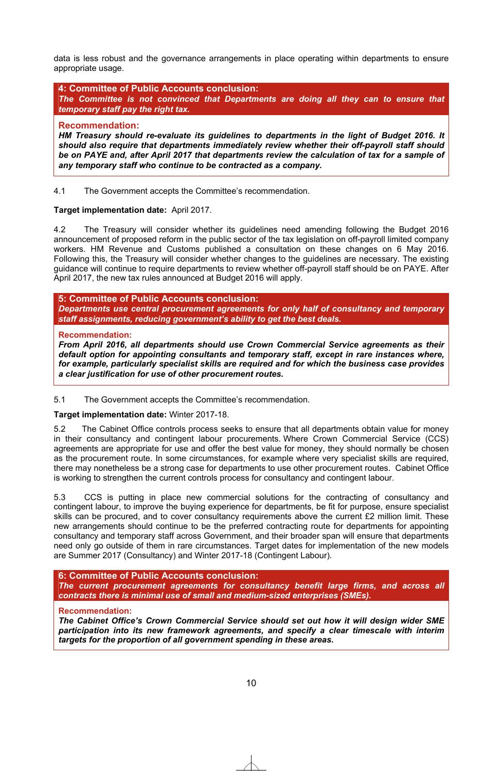data is less robust and the governance arrangements in place operating within departments to ensure appropriate usage.

**4: Committee of Public Accounts conclusion:**
***The Committee is not convinced that Departments are doing all they can to ensure that temporary staff pay the right tax.***

**Recommendation:**
***HM Treasury should re-evaluate its guidelines to departments in the light of Budget 2016. It should also require that departments immediately review whether their off-payroll staff should be on PAYE and, after April 2017 that departments review the calculation of tax for a sample of any temporary staff who continue to be contracted as a company.***

4.1 The Government accepts the Committee's recommendation.

**Target implementation date:** April 2017.

4.2 The Treasury will consider whether its guidelines need amending following the Budget 2016 announcement of proposed reform in the public sector of the tax legislation on off-payroll limited company workers. HM Revenue and Customs published a consultation on these changes on 6 May 2016. Following this, the Treasury will consider whether changes to the guidelines are necessary. The existing guidance will continue to require departments to review whether off-payroll staff should be on PAYE. After April 2017, the new tax rules announced at Budget 2016 will apply.

**5: Committee of Public Accounts conclusion:**
***Departments use central procurement agreements for only half of consultancy and temporary staff assignments, reducing government's ability to get the best deals.***

**Recommendation:**
***From April 2016, all departments should use Crown Commercial Service agreements as their default option for appointing consultants and temporary staff, except in rare instances where, for example, particularly specialist skills are required and for which the business case provides a clear justification for use of other procurement routes.***

5.1 The Government accepts the Committee's recommendation.

**Target implementation date:** Winter 2017-18.

5.2 The Cabinet Office controls process seeks to ensure that all departments obtain value for money in their consultancy and contingent labour procurements. Where Crown Commercial Service (CCS) agreements are appropriate for use and offer the best value for money, they should normally be chosen as the procurement route. In some circumstances, for example where very specialist skills are required, there may nonetheless be a strong case for departments to use other procurement routes. Cabinet Office is working to strengthen the current controls process for consultancy and contingent labour.

5.3 CCS is putting in place new commercial solutions for the contracting of consultancy and contingent labour, to improve the buying experience for departments, be fit for purpose, ensure specialist skills can be procured, and to cover consultancy requirements above the current £2 million limit. These new arrangements should continue to be the preferred contracting route for departments for appointing consultancy and temporary staff across Government, and their broader span will ensure that departments need only go outside of them in rare circumstances. Target dates for implementation of the new models are Summer 2017 (Consultancy) and Winter 2017-18 (Contingent Labour).

**6: Committee of Public Accounts conclusion:**
***The current procurement agreements for consultancy benefit large firms, and across all contracts there is minimal use of small and medium-sized enterprises (SMEs).***

**Recommendation:**
***The Cabinet Office's Crown Commercial Service should set out how it will design wider SME participation into its new framework agreements, and specify a clear timescale with interim targets for the proportion of all government spending in these areas.***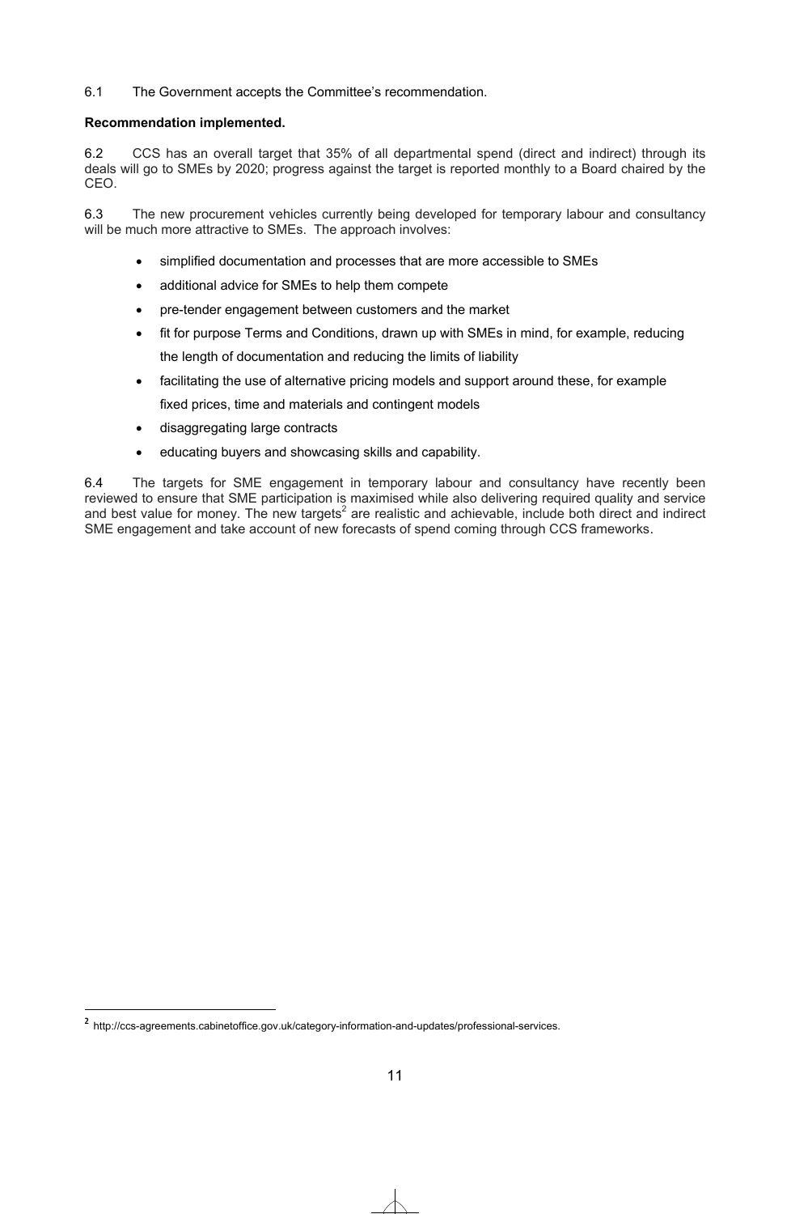6.1 The Government accepts the Committee's recommendation.

**Recommendation implemented.**

6.2 CCS has an overall target that 35% of all departmental spend (direct and indirect) through its deals will go to SMEs by 2020; progress against the target is reported monthly to a Board chaired by the CEO.

6.3 The new procurement vehicles currently being developed for temporary labour and consultancy will be much more attractive to SMEs. The approach involves:

- simplified documentation and processes that are more accessible to SMEs
- additional advice for SMEs to help them compete
- pre-tender engagement between customers and the market
- fit for purpose Terms and Conditions, drawn up with SMEs in mind, for example, reducing the length of documentation and reducing the limits of liability
- facilitating the use of alternative pricing models and support around these, for example fixed prices, time and materials and contingent models
- disaggregating large contracts
- educating buyers and showcasing skills and capability.

6.4 The targets for SME engagement in temporary labour and consultancy have recently been reviewed to ensure that SME participation is maximised while also delivering required quality and service and best value for money. The new targets[2] are realistic and achievable, include both direct and indirect SME engagement and take account of new forecasts of spend coming through CCS frameworks.

---

[2] http://ccs-agreements.cabinetoffice.gov.uk/category-information-and-updates/professional-services.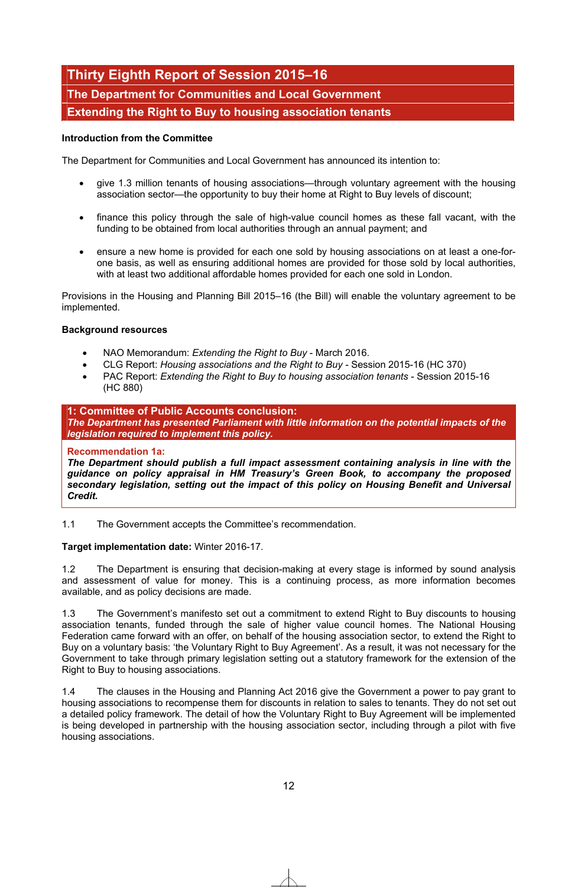# Thirty Eighth Report of Session 2015–16

## The Department for Communities and Local Government

## Extending the Right to Buy to housing association tenants

**Introduction from the Committee**

The Department for Communities and Local Government has announced its intention to:

- give 1.3 million tenants of housing associations—through voluntary agreement with the housing association sector—the opportunity to buy their home at Right to Buy levels of discount;
- finance this policy through the sale of high-value council homes as these fall vacant, with the funding to be obtained from local authorities through an annual payment; and
- ensure a new home is provided for each one sold by housing associations on at least a one-for-one basis, as well as ensuring additional homes are provided for those sold by local authorities, with at least two additional affordable homes provided for each one sold in London.

Provisions in the Housing and Planning Bill 2015–16 (the Bill) will enable the voluntary agreement to be implemented.

**Background resources**

- NAO Memorandum: *Extending the Right to Buy* - March 2016.
- CLG Report: *Housing associations and the Right to Buy* - Session 2015-16 (HC 370)
- PAC Report: *Extending the Right to Buy to housing association tenants* - Session 2015-16 (HC 880)

**1: Committee of Public Accounts conclusion:**
***The Department has presented Parliament with little information on the potential impacts of the legislation required to implement this policy.***

**Recommendation 1a:**
***The Department should publish a full impact assessment containing analysis in line with the guidance on policy appraisal in HM Treasury's Green Book, to accompany the proposed secondary legislation, setting out the impact of this policy on Housing Benefit and Universal Credit.***

1.1 The Government accepts the Committee's recommendation.

**Target implementation date:** Winter 2016-17.

1.2 The Department is ensuring that decision-making at every stage is informed by sound analysis and assessment of value for money. This is a continuing process, as more information becomes available, and as policy decisions are made.

1.3 The Government's manifesto set out a commitment to extend Right to Buy discounts to housing association tenants, funded through the sale of higher value council homes. The National Housing Federation came forward with an offer, on behalf of the housing association sector, to extend the Right to Buy on a voluntary basis: 'the Voluntary Right to Buy Agreement'. As a result, it was not necessary for the Government to take through primary legislation setting out a statutory framework for the extension of the Right to Buy to housing associations.

1.4 The clauses in the Housing and Planning Act 2016 give the Government a power to pay grant to housing associations to recompense them for discounts in relation to sales to tenants. They do not set out a detailed policy framework. The detail of how the Voluntary Right to Buy Agreement will be implemented is being developed in partnership with the housing association sector, including through a pilot with five housing associations.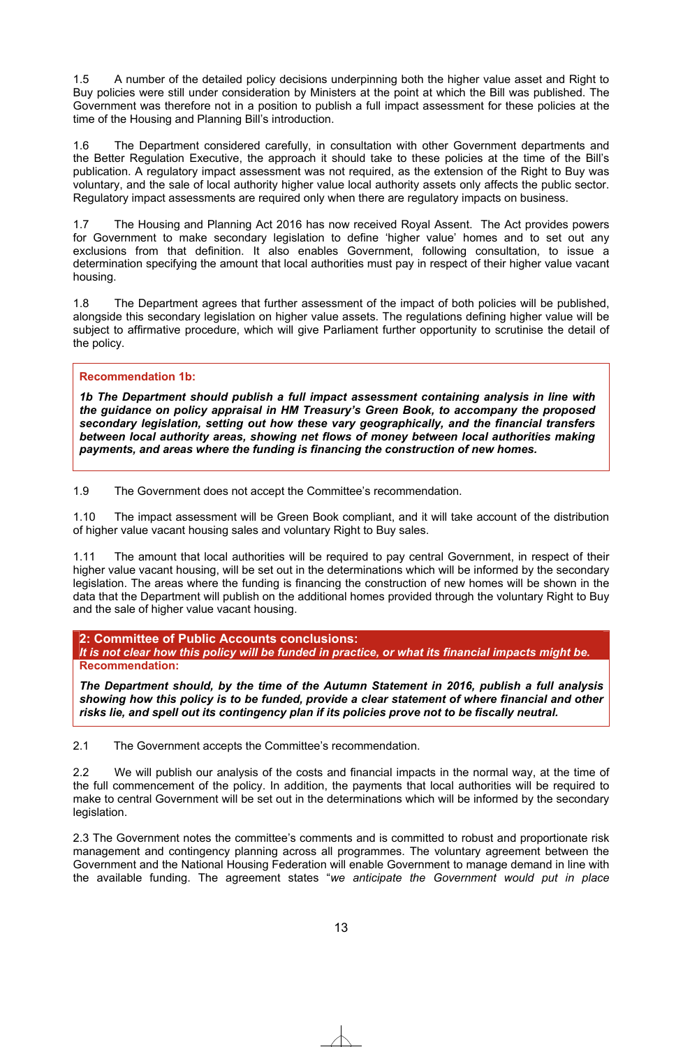1.5 A number of the detailed policy decisions underpinning both the higher value asset and Right to Buy policies were still under consideration by Ministers at the point at which the Bill was published. The Government was therefore not in a position to publish a full impact assessment for these policies at the time of the Housing and Planning Bill's introduction.

1.6 The Department considered carefully, in consultation with other Government departments and the Better Regulation Executive, the approach it should take to these policies at the time of the Bill's publication. A regulatory impact assessment was not required, as the extension of the Right to Buy was voluntary, and the sale of local authority higher value local authority assets only affects the public sector. Regulatory impact assessments are required only when there are regulatory impacts on business.

1.7 The Housing and Planning Act 2016 has now received Royal Assent. The Act provides powers for Government to make secondary legislation to define 'higher value' homes and to set out any exclusions from that definition. It also enables Government, following consultation, to issue a determination specifying the amount that local authorities must pay in respect of their higher value vacant housing.

1.8 The Department agrees that further assessment of the impact of both policies will be published, alongside this secondary legislation on higher value assets. The regulations defining higher value will be subject to affirmative procedure, which will give Parliament further opportunity to scrutinise the detail of the policy.

**Recommendation 1b:**

***1b The Department should publish a full impact assessment containing analysis in line with the guidance on policy appraisal in HM Treasury's Green Book, to accompany the proposed secondary legislation, setting out how these vary geographically, and the financial transfers between local authority areas, showing net flows of money between local authorities making payments, and areas where the funding is financing the construction of new homes.***

1.9 The Government does not accept the Committee's recommendation.

1.10 The impact assessment will be Green Book compliant, and it will take account of the distribution of higher value vacant housing sales and voluntary Right to Buy sales.

1.11 The amount that local authorities will be required to pay central Government, in respect of their higher value vacant housing, will be set out in the determinations which will be informed by the secondary legislation. The areas where the funding is financing the construction of new homes will be shown in the data that the Department will publish on the additional homes provided through the voluntary Right to Buy and the sale of higher value vacant housing.

**2: Committee of Public Accounts conclusions:**
***It is not clear how this policy will be funded in practice, or what its financial impacts might be.***
**Recommendation:**

***The Department should, by the time of the Autumn Statement in 2016, publish a full analysis showing how this policy is to be funded, provide a clear statement of where financial and other risks lie, and spell out its contingency plan if its policies prove not to be fiscally neutral.***

2.1 The Government accepts the Committee's recommendation.

2.2 We will publish our analysis of the costs and financial impacts in the normal way, at the time of the full commencement of the policy. In addition, the payments that local authorities will be required to make to central Government will be set out in the determinations which will be informed by the secondary legislation.

2.3 The Government notes the committee's comments and is committed to robust and proportionate risk management and contingency planning across all programmes. The voluntary agreement between the Government and the National Housing Federation will enable Government to manage demand in line with the available funding. The agreement states "*we anticipate the Government would put in place*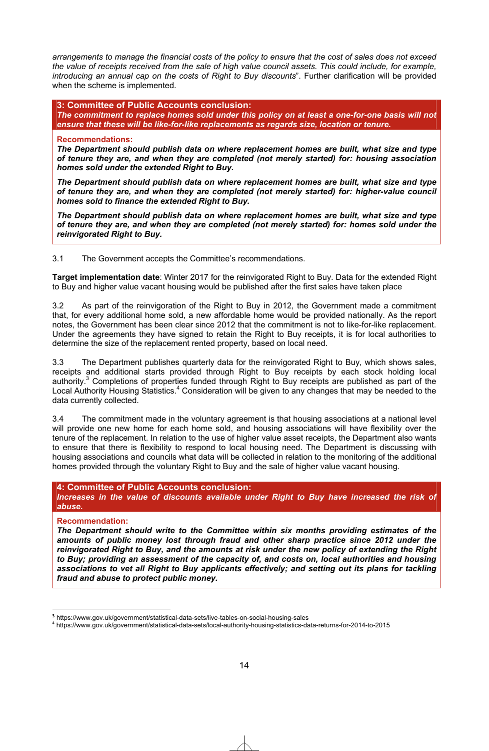*arrangements to manage the financial costs of the policy to ensure that the cost of sales does not exceed the value of receipts received from the sale of high value council assets. This could include, for example, introducing an annual cap on the costs of Right to Buy discounts*". Further clarification will be provided when the scheme is implemented.

**3: Committee of Public Accounts conclusion:**
***The commitment to replace homes sold under this policy on at least a one-for-one basis will not ensure that these will be like-for-like replacements as regards size, location or tenure.***

**Recommendations:**

***The Department should publish data on where replacement homes are built, what size and type of tenure they are, and when they are completed (not merely started) for: housing association homes sold under the extended Right to Buy.***

***The Department should publish data on where replacement homes are built, what size and type of tenure they are, and when they are completed (not merely started) for: higher-value council homes sold to finance the extended Right to Buy.***

***The Department should publish data on where replacement homes are built, what size and type of tenure they are, and when they are completed (not merely started) for: homes sold under the reinvigorated Right to Buy.***

3.1 The Government accepts the Committee's recommendations.

**Target implementation date**: Winter 2017 for the reinvigorated Right to Buy. Data for the extended Right to Buy and higher value vacant housing would be published after the first sales have taken place

3.2 As part of the reinvigoration of the Right to Buy in 2012, the Government made a commitment that, for every additional home sold, a new affordable home would be provided nationally. As the report notes, the Government has been clear since 2012 that the commitment is not to like-for-like replacement. Under the agreements they have signed to retain the Right to Buy receipts, it is for local authorities to determine the size of the replacement rented property, based on local need.

3.3 The Department publishes quarterly data for the reinvigorated Right to Buy, which shows sales, receipts and additional starts provided through Right to Buy receipts by each stock holding local authority.[3] Completions of properties funded through Right to Buy receipts are published as part of the Local Authority Housing Statistics.[4] Consideration will be given to any changes that may be needed to the data currently collected.

3.4 The commitment made in the voluntary agreement is that housing associations at a national level will provide one new home for each home sold, and housing associations will have flexibility over the tenure of the replacement. In relation to the use of higher value asset receipts, the Department also wants to ensure that there is flexibility to respond to local housing need. The Department is discussing with housing associations and councils what data will be collected in relation to the monitoring of the additional homes provided through the voluntary Right to Buy and the sale of higher value vacant housing.

**4: Committee of Public Accounts conclusion:**
***Increases in the value of discounts available under Right to Buy have increased the risk of abuse.***

**Recommendation:**
***The Department should write to the Committee within six months providing estimates of the amounts of public money lost through fraud and other sharp practice since 2012 under the reinvigorated Right to Buy, and the amounts at risk under the new policy of extending the Right to Buy; providing an assessment of the capacity of, and costs on, local authorities and housing associations to vet all Right to Buy applicants effectively; and setting out its plans for tackling fraud and abuse to protect public money.***

---

[3] https://www.gov.uk/government/statistical-data-sets/live-tables-on-social-housing-sales
[4] https://www.gov.uk/government/statistical-data-sets/local-authority-housing-statistics-data-returns-for-2014-to-2015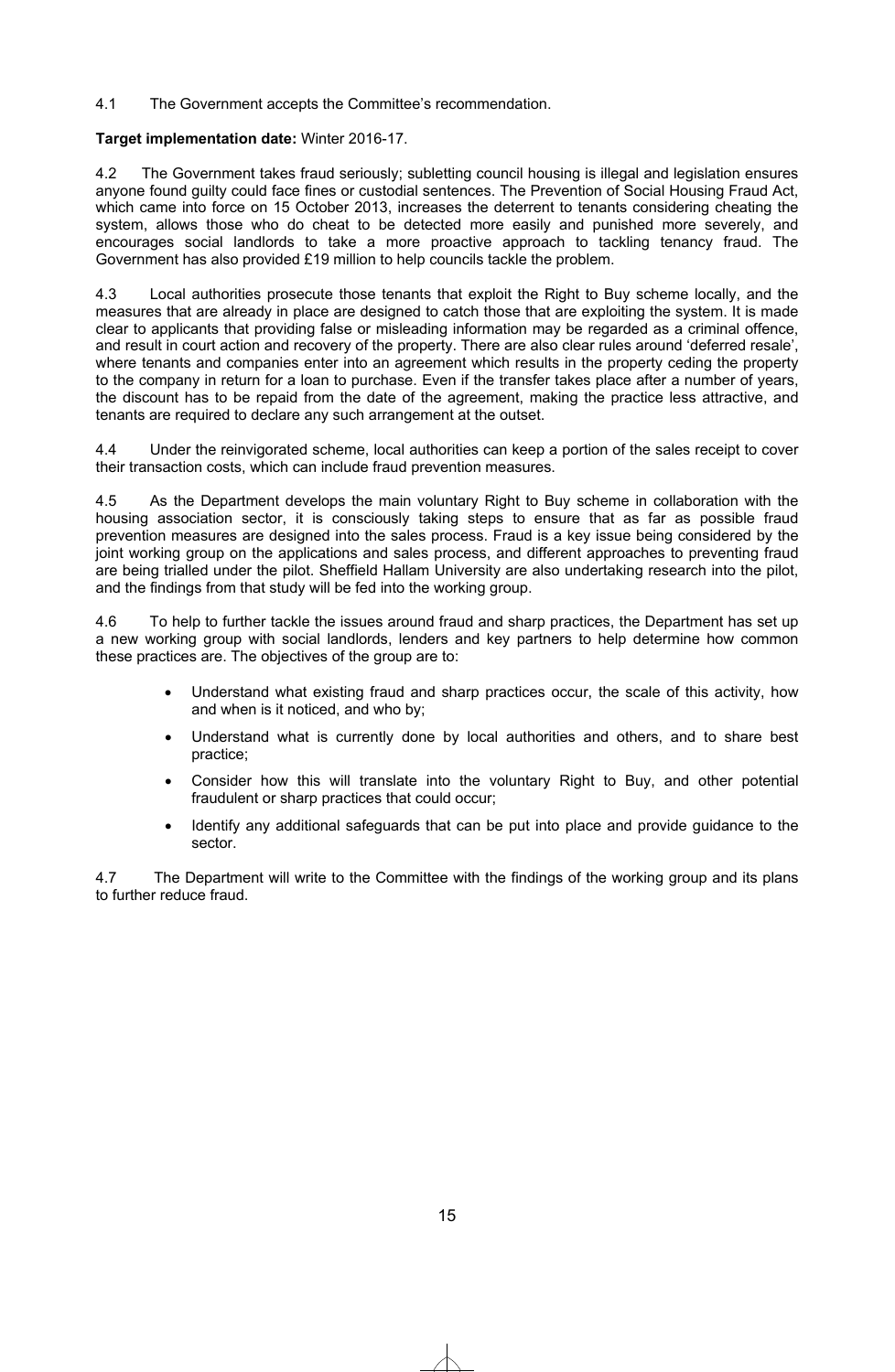4.1 The Government accepts the Committee's recommendation.

**Target implementation date:** Winter 2016-17.

4.2 The Government takes fraud seriously; subletting council housing is illegal and legislation ensures anyone found guilty could face fines or custodial sentences. The Prevention of Social Housing Fraud Act, which came into force on 15 October 2013, increases the deterrent to tenants considering cheating the system, allows those who do cheat to be detected more easily and punished more severely, and encourages social landlords to take a more proactive approach to tackling tenancy fraud. The Government has also provided £19 million to help councils tackle the problem.

4.3 Local authorities prosecute those tenants that exploit the Right to Buy scheme locally, and the measures that are already in place are designed to catch those that are exploiting the system. It is made clear to applicants that providing false or misleading information may be regarded as a criminal offence, and result in court action and recovery of the property. There are also clear rules around 'deferred resale', where tenants and companies enter into an agreement which results in the property ceding the property to the company in return for a loan to purchase. Even if the transfer takes place after a number of years, the discount has to be repaid from the date of the agreement, making the practice less attractive, and tenants are required to declare any such arrangement at the outset.

4.4 Under the reinvigorated scheme, local authorities can keep a portion of the sales receipt to cover their transaction costs, which can include fraud prevention measures.

4.5 As the Department develops the main voluntary Right to Buy scheme in collaboration with the housing association sector, it is consciously taking steps to ensure that as far as possible fraud prevention measures are designed into the sales process. Fraud is a key issue being considered by the joint working group on the applications and sales process, and different approaches to preventing fraud are being trialled under the pilot. Sheffield Hallam University are also undertaking research into the pilot, and the findings from that study will be fed into the working group.

4.6 To help to further tackle the issues around fraud and sharp practices, the Department has set up a new working group with social landlords, lenders and key partners to help determine how common these practices are. The objectives of the group are to:

- Understand what existing fraud and sharp practices occur, the scale of this activity, how and when is it noticed, and who by;
- Understand what is currently done by local authorities and others, and to share best practice;
- Consider how this will translate into the voluntary Right to Buy, and other potential fraudulent or sharp practices that could occur;
- Identify any additional safeguards that can be put into place and provide guidance to the sector.

4.7 The Department will write to the Committee with the findings of the working group and its plans to further reduce fraud.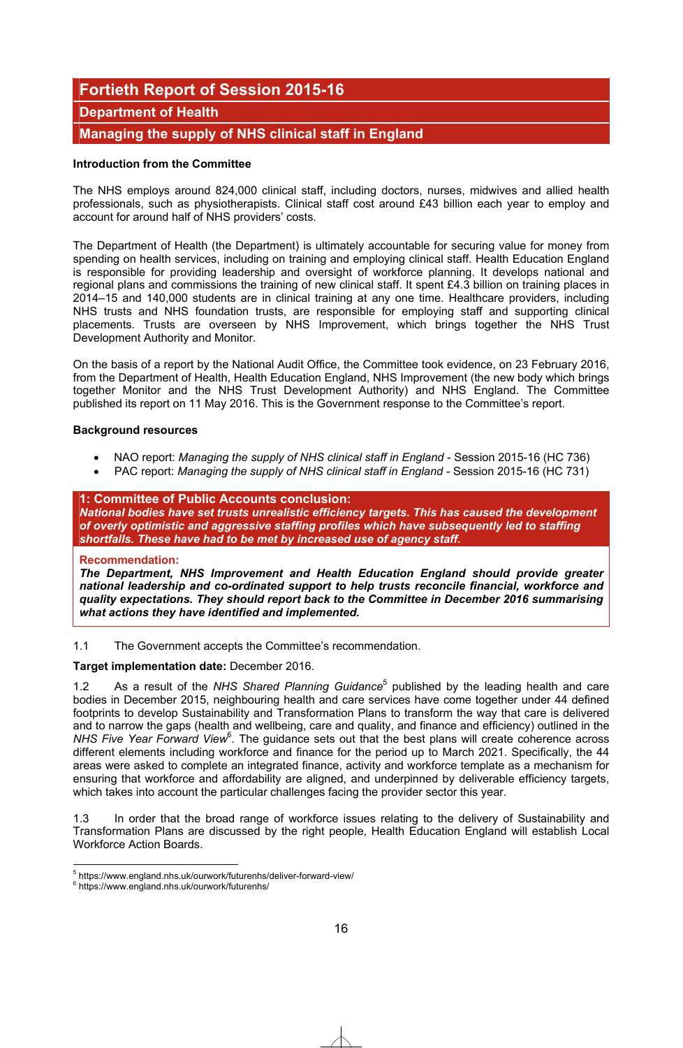# Fortieth Report of Session 2015-16

## Department of Health

## Managing the supply of NHS clinical staff in England

**Introduction from the Committee**

The NHS employs around 824,000 clinical staff, including doctors, nurses, midwives and allied health professionals, such as physiotherapists. Clinical staff cost around £43 billion each year to employ and account for around half of NHS providers' costs.

The Department of Health (the Department) is ultimately accountable for securing value for money from spending on health services, including on training and employing clinical staff. Health Education England is responsible for providing leadership and oversight of workforce planning. It develops national and regional plans and commissions the training of new clinical staff. It spent £4.3 billion on training places in 2014–15 and 140,000 students are in clinical training at any one time. Healthcare providers, including NHS trusts and NHS foundation trusts, are responsible for employing staff and supporting clinical placements. Trusts are overseen by NHS Improvement, which brings together the NHS Trust Development Authority and Monitor.

On the basis of a report by the National Audit Office, the Committee took evidence, on 23 February 2016, from the Department of Health, Health Education England, NHS Improvement (the new body which brings together Monitor and the NHS Trust Development Authority) and NHS England. The Committee published its report on 11 May 2016. This is the Government response to the Committee's report.

**Background resources**

- NAO report: *Managing the supply of NHS clinical staff in England* - Session 2015-16 (HC 736)
- PAC report: *Managing the supply of NHS clinical staff in England* - Session 2015-16 (HC 731)

**1: Committee of Public Accounts conclusion:**
***National bodies have set trusts unrealistic efficiency targets. This has caused the development of overly optimistic and aggressive staffing profiles which have subsequently led to staffing shortfalls. These have had to be met by increased use of agency staff.***

**Recommendation:**
***The Department, NHS Improvement and Health Education England should provide greater national leadership and co-ordinated support to help trusts reconcile financial, workforce and quality expectations. They should report back to the Committee in December 2016 summarising what actions they have identified and implemented.***

1.1 The Government accepts the Committee's recommendation.

**Target implementation date:** December 2016.

1.2 As a result of the *NHS Shared Planning Guidance*[5] published by the leading health and care bodies in December 2015, neighbouring health and care services have come together under 44 defined footprints to develop Sustainability and Transformation Plans to transform the way that care is delivered and to narrow the gaps (health and wellbeing, care and quality, and finance and efficiency) outlined in the *NHS Five Year Forward View*[6]. The guidance sets out that the best plans will create coherence across different elements including workforce and finance for the period up to March 2021. Specifically, the 44 areas were asked to complete an integrated finance, activity and workforce template as a mechanism for ensuring that workforce and affordability are aligned, and underpinned by deliverable efficiency targets, which takes into account the particular challenges facing the provider sector this year.

1.3 In order that the broad range of workforce issues relating to the delivery of Sustainability and Transformation Plans are discussed by the right people, Health Education England will establish Local Workforce Action Boards.

[5] https://www.england.nhs.uk/ourwork/futurenhs/deliver-forward-view/
[6] https://www.england.nhs.uk/ourwork/futurenhs/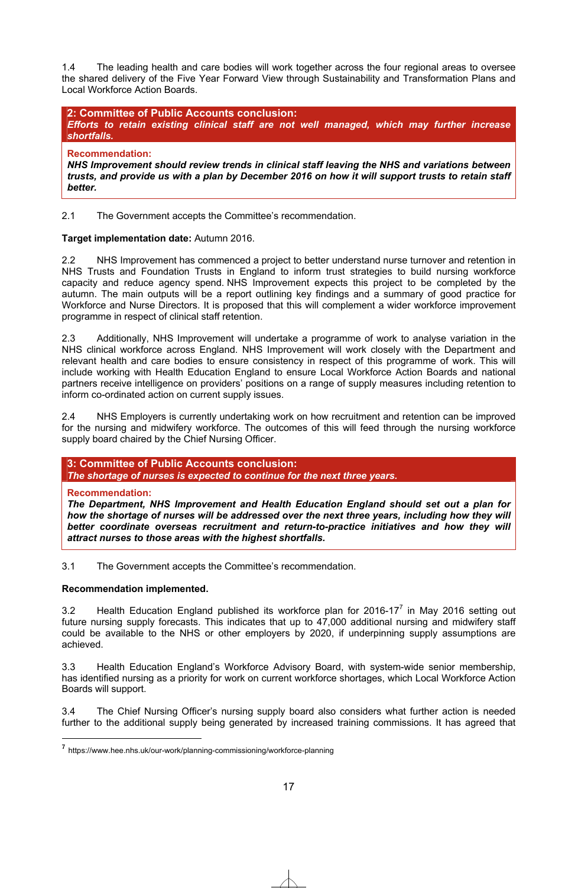1.4 The leading health and care bodies will work together across the four regional areas to oversee the shared delivery of the Five Year Forward View through Sustainability and Transformation Plans and Local Workforce Action Boards.

**2: Committee of Public Accounts conclusion:**
***Efforts to retain existing clinical staff are not well managed, which may further increase shortfalls.***

**Recommendation:**
***NHS Improvement should review trends in clinical staff leaving the NHS and variations between trusts, and provide us with a plan by December 2016 on how it will support trusts to retain staff better.***

2.1 The Government accepts the Committee's recommendation.

**Target implementation date:** Autumn 2016.

2.2 NHS Improvement has commenced a project to better understand nurse turnover and retention in NHS Trusts and Foundation Trusts in England to inform trust strategies to build nursing workforce capacity and reduce agency spend. NHS Improvement expects this project to be completed by the autumn. The main outputs will be a report outlining key findings and a summary of good practice for Workforce and Nurse Directors. It is proposed that this will complement a wider workforce improvement programme in respect of clinical staff retention.

2.3 Additionally, NHS Improvement will undertake a programme of work to analyse variation in the NHS clinical workforce across England. NHS Improvement will work closely with the Department and relevant health and care bodies to ensure consistency in respect of this programme of work. This will include working with Health Education England to ensure Local Workforce Action Boards and national partners receive intelligence on providers' positions on a range of supply measures including retention to inform co-ordinated action on current supply issues.

2.4 NHS Employers is currently undertaking work on how recruitment and retention can be improved for the nursing and midwifery workforce. The outcomes of this will feed through the nursing workforce supply board chaired by the Chief Nursing Officer.

**3: Committee of Public Accounts conclusion:**
***The shortage of nurses is expected to continue for the next three years.***

**Recommendation:**
***The Department, NHS Improvement and Health Education England should set out a plan for how the shortage of nurses will be addressed over the next three years, including how they will better coordinate overseas recruitment and return-to-practice initiatives and how they will attract nurses to those areas with the highest shortfalls.***

3.1 The Government accepts the Committee's recommendation.

**Recommendation implemented.**

3.2 Health Education England published its workforce plan for 2016-17[7] in May 2016 setting out future nursing supply forecasts. This indicates that up to 47,000 additional nursing and midwifery staff could be available to the NHS or other employers by 2020, if underpinning supply assumptions are achieved.

3.3 Health Education England's Workforce Advisory Board, with system-wide senior membership, has identified nursing as a priority for work on current workforce shortages, which Local Workforce Action Boards will support.

3.4 The Chief Nursing Officer's nursing supply board also considers what further action is needed further to the additional supply being generated by increased training commissions. It has agreed that

[7] https://www.hee.nhs.uk/our-work/planning-commissioning/workforce-planning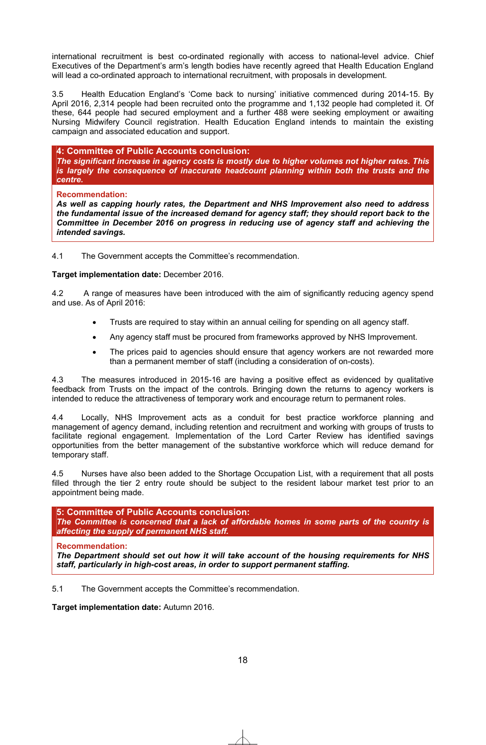international recruitment is best co-ordinated regionally with access to national-level advice. Chief Executives of the Department's arm's length bodies have recently agreed that Health Education England will lead a co-ordinated approach to international recruitment, with proposals in development.

3.5 Health Education England's 'Come back to nursing' initiative commenced during 2014-15. By April 2016, 2,314 people had been recruited onto the programme and 1,132 people had completed it. Of these, 644 people had secured employment and a further 488 were seeking employment or awaiting Nursing Midwifery Council registration. Health Education England intends to maintain the existing campaign and associated education and support.

**4: Committee of Public Accounts conclusion:**
***The significant increase in agency costs is mostly due to higher volumes not higher rates. This is largely the consequence of inaccurate headcount planning within both the trusts and the centre.***

**Recommendation:**
***As well as capping hourly rates, the Department and NHS Improvement also need to address the fundamental issue of the increased demand for agency staff; they should report back to the Committee in December 2016 on progress in reducing use of agency staff and achieving the intended savings.***

4.1 The Government accepts the Committee's recommendation.

**Target implementation date:** December 2016.

4.2 A range of measures have been introduced with the aim of significantly reducing agency spend and use. As of April 2016:

- Trusts are required to stay within an annual ceiling for spending on all agency staff.
- Any agency staff must be procured from frameworks approved by NHS Improvement.
- The prices paid to agencies should ensure that agency workers are not rewarded more than a permanent member of staff (including a consideration of on-costs).

4.3 The measures introduced in 2015-16 are having a positive effect as evidenced by qualitative feedback from Trusts on the impact of the controls. Bringing down the returns to agency workers is intended to reduce the attractiveness of temporary work and encourage return to permanent roles.

4.4 Locally, NHS Improvement acts as a conduit for best practice workforce planning and management of agency demand, including retention and recruitment and working with groups of trusts to facilitate regional engagement. Implementation of the Lord Carter Review has identified savings opportunities from the better management of the substantive workforce which will reduce demand for temporary staff.

4.5 Nurses have also been added to the Shortage Occupation List, with a requirement that all posts filled through the tier 2 entry route should be subject to the resident labour market test prior to an appointment being made.

**5: Committee of Public Accounts conclusion:**
***The Committee is concerned that a lack of affordable homes in some parts of the country is affecting the supply of permanent NHS staff.***

**Recommendation:**
***The Department should set out how it will take account of the housing requirements for NHS staff, particularly in high-cost areas, in order to support permanent staffing.***

5.1 The Government accepts the Committee's recommendation.

**Target implementation date:** Autumn 2016.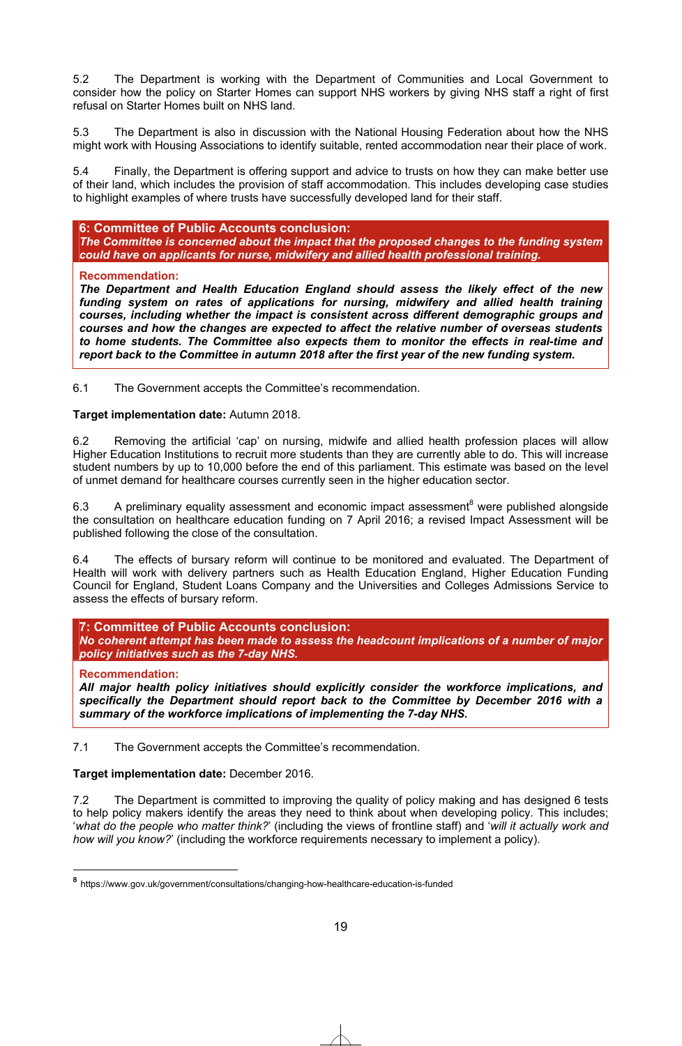5.2 The Department is working with the Department of Communities and Local Government to consider how the policy on Starter Homes can support NHS workers by giving NHS staff a right of first refusal on Starter Homes built on NHS land.

5.3 The Department is also in discussion with the National Housing Federation about how the NHS might work with Housing Associations to identify suitable, rented accommodation near their place of work.

5.4 Finally, the Department is offering support and advice to trusts on how they can make better use of their land, which includes the provision of staff accommodation. This includes developing case studies to highlight examples of where trusts have successfully developed land for their staff.

**6: Committee of Public Accounts conclusion:**
***The Committee is concerned about the impact that the proposed changes to the funding system could have on applicants for nurse, midwifery and allied health professional training.***

**Recommendation:**
***The Department and Health Education England should assess the likely effect of the new funding system on rates of applications for nursing, midwifery and allied health training courses, including whether the impact is consistent across different demographic groups and courses and how the changes are expected to affect the relative number of overseas students to home students. The Committee also expects them to monitor the effects in real-time and report back to the Committee in autumn 2018 after the first year of the new funding system.***

6.1 The Government accepts the Committee's recommendation.

**Target implementation date:** Autumn 2018.

6.2 Removing the artificial 'cap' on nursing, midwife and allied health profession places will allow Higher Education Institutions to recruit more students than they are currently able to do. This will increase student numbers by up to 10,000 before the end of this parliament. This estimate was based on the level of unmet demand for healthcare courses currently seen in the higher education sector.

6.3 A preliminary equality assessment and economic impact assessment[8] were published alongside the consultation on healthcare education funding on 7 April 2016; a revised Impact Assessment will be published following the close of the consultation.

6.4 The effects of bursary reform will continue to be monitored and evaluated. The Department of Health will work with delivery partners such as Health Education England, Higher Education Funding Council for England, Student Loans Company and the Universities and Colleges Admissions Service to assess the effects of bursary reform.

**7: Committee of Public Accounts conclusion:**
***No coherent attempt has been made to assess the headcount implications of a number of major policy initiatives such as the 7-day NHS.***

**Recommendation:**
***All major health policy initiatives should explicitly consider the workforce implications, and specifically the Department should report back to the Committee by December 2016 with a summary of the workforce implications of implementing the 7-day NHS.***

7.1 The Government accepts the Committee's recommendation.

**Target implementation date:** December 2016.

7.2 The Department is committed to improving the quality of policy making and has designed 6 tests to help policy makers identify the areas they need to think about when developing policy. This includes; '*what do the people who matter think?*' (including the views of frontline staff) and '*will it actually work and how will you know?*' (including the workforce requirements necessary to implement a policy).

---

[8] https://www.gov.uk/government/consultations/changing-how-healthcare-education-is-funded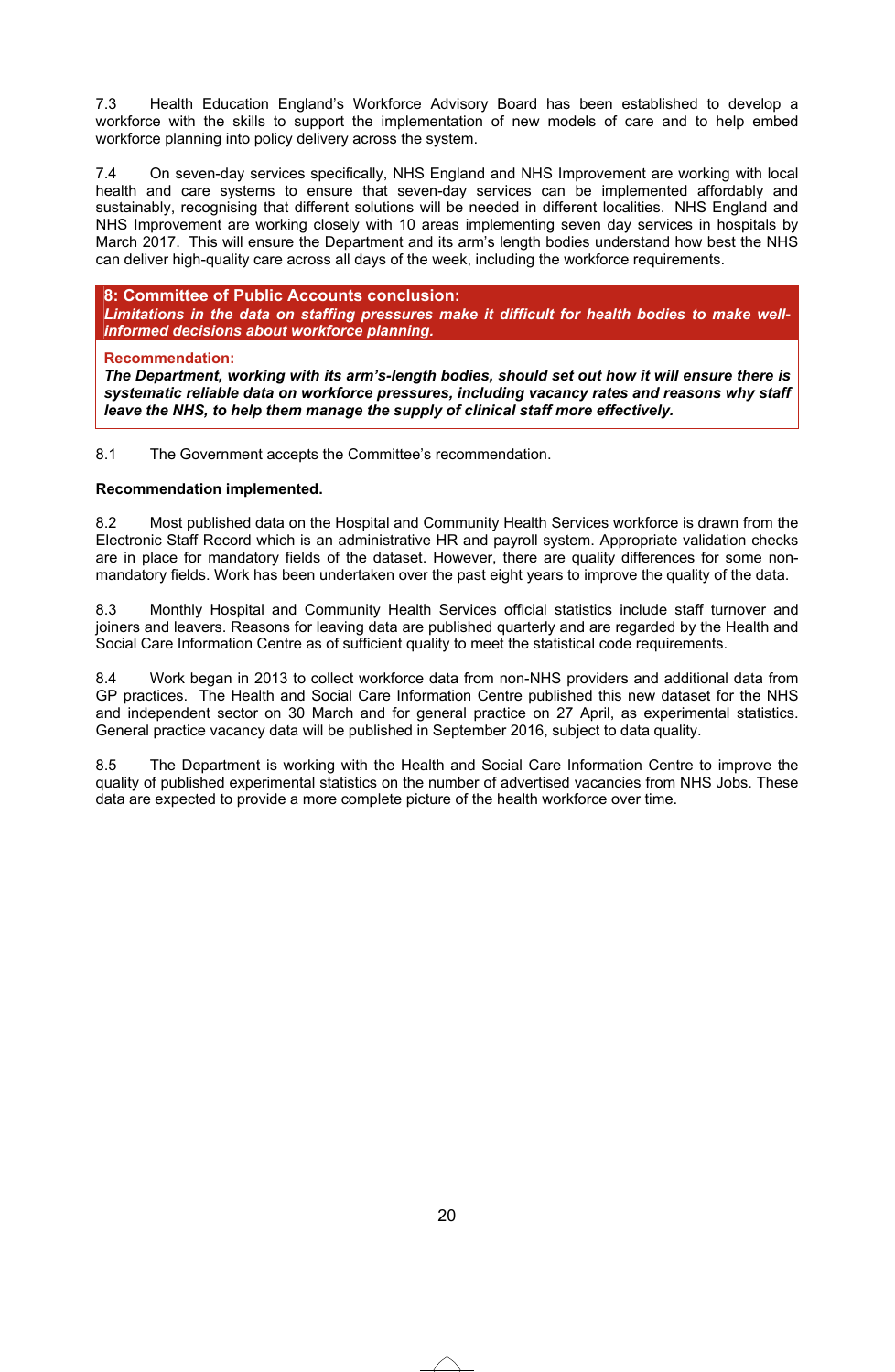7.3 Health Education England's Workforce Advisory Board has been established to develop a workforce with the skills to support the implementation of new models of care and to help embed workforce planning into policy delivery across the system.

7.4 On seven-day services specifically, NHS England and NHS Improvement are working with local health and care systems to ensure that seven-day services can be implemented affordably and sustainably, recognising that different solutions will be needed in different localities. NHS England and NHS Improvement are working closely with 10 areas implementing seven day services in hospitals by March 2017. This will ensure the Department and its arm's length bodies understand how best the NHS can deliver high-quality care across all days of the week, including the workforce requirements.

**8: Committee of Public Accounts conclusion:**
***Limitations in the data on staffing pressures make it difficult for health bodies to make well-informed decisions about workforce planning.***

**Recommendation:**
***The Department, working with its arm's-length bodies, should set out how it will ensure there is systematic reliable data on workforce pressures, including vacancy rates and reasons why staff leave the NHS, to help them manage the supply of clinical staff more effectively.***

8.1 The Government accepts the Committee's recommendation.

**Recommendation implemented.**

8.2 Most published data on the Hospital and Community Health Services workforce is drawn from the Electronic Staff Record which is an administrative HR and payroll system. Appropriate validation checks are in place for mandatory fields of the dataset. However, there are quality differences for some non-mandatory fields. Work has been undertaken over the past eight years to improve the quality of the data.

8.3 Monthly Hospital and Community Health Services official statistics include staff turnover and joiners and leavers. Reasons for leaving data are published quarterly and are regarded by the Health and Social Care Information Centre as of sufficient quality to meet the statistical code requirements.

8.4 Work began in 2013 to collect workforce data from non-NHS providers and additional data from GP practices. The Health and Social Care Information Centre published this new dataset for the NHS and independent sector on 30 March and for general practice on 27 April, as experimental statistics. General practice vacancy data will be published in September 2016, subject to data quality.

8.5 The Department is working with the Health and Social Care Information Centre to improve the quality of published experimental statistics on the number of advertised vacancies from NHS Jobs. These data are expected to provide a more complete picture of the health workforce over time.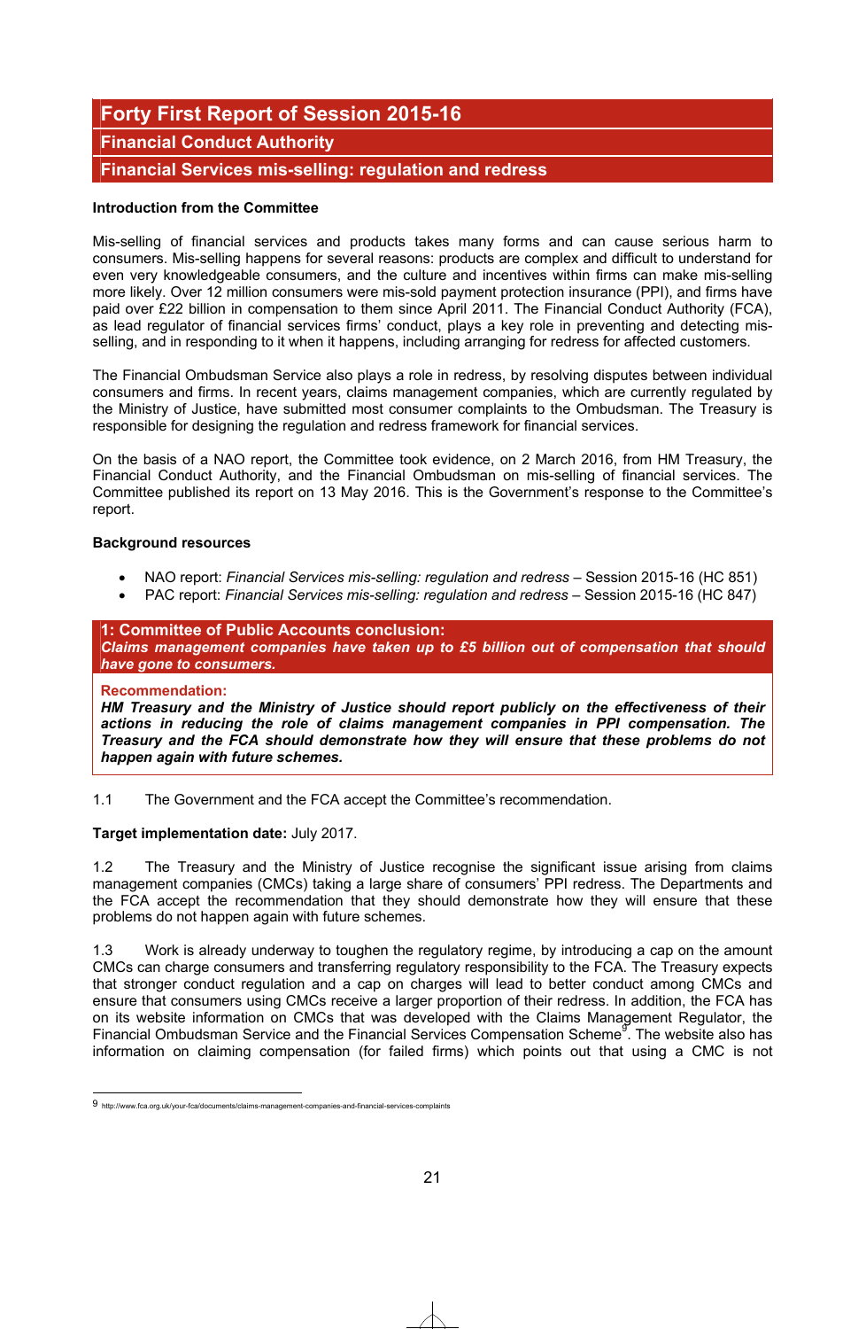# Forty First Report of Session 2015-16

## Financial Conduct Authority

## Financial Services mis-selling: regulation and redress

**Introduction from the Committee**

Mis-selling of financial services and products takes many forms and can cause serious harm to consumers. Mis-selling happens for several reasons: products are complex and difficult to understand for even very knowledgeable consumers, and the culture and incentives within firms can make mis-selling more likely. Over 12 million consumers were mis-sold payment protection insurance (PPI), and firms have paid over £22 billion in compensation to them since April 2011. The Financial Conduct Authority (FCA), as lead regulator of financial services firms' conduct, plays a key role in preventing and detecting mis-selling, and in responding to it when it happens, including arranging for redress for affected customers.

The Financial Ombudsman Service also plays a role in redress, by resolving disputes between individual consumers and firms. In recent years, claims management companies, which are currently regulated by the Ministry of Justice, have submitted most consumer complaints to the Ombudsman. The Treasury is responsible for designing the regulation and redress framework for financial services.

On the basis of a NAO report, the Committee took evidence, on 2 March 2016, from HM Treasury, the Financial Conduct Authority, and the Financial Ombudsman on mis-selling of financial services. The Committee published its report on 13 May 2016. This is the Government's response to the Committee's report.

**Background resources**

- NAO report: *Financial Services mis-selling: regulation and redress* – Session 2015-16 (HC 851)
- PAC report: *Financial Services mis-selling: regulation and redress* – Session 2015-16 (HC 847)

**1: Committee of Public Accounts conclusion:**
***Claims management companies have taken up to £5 billion out of compensation that should have gone to consumers.***

**Recommendation:**
***HM Treasury and the Ministry of Justice should report publicly on the effectiveness of their actions in reducing the role of claims management companies in PPI compensation. The Treasury and the FCA should demonstrate how they will ensure that these problems do not happen again with future schemes.***

1.1 The Government and the FCA accept the Committee's recommendation.

**Target implementation date:** July 2017.

1.2 The Treasury and the Ministry of Justice recognise the significant issue arising from claims management companies (CMCs) taking a large share of consumers' PPI redress. The Departments and the FCA accept the recommendation that they should demonstrate how they will ensure that these problems do not happen again with future schemes.

1.3 Work is already underway to toughen the regulatory regime, by introducing a cap on the amount CMCs can charge consumers and transferring regulatory responsibility to the FCA. The Treasury expects that stronger conduct regulation and a cap on charges will lead to better conduct among CMCs and ensure that consumers using CMCs receive a larger proportion of their redress. In addition, the FCA has on its website information on CMCs that was developed with the Claims Management Regulator, the Financial Ombudsman Service and the Financial Services Compensation Scheme[9]. The website also has information on claiming compensation (for failed firms) which points out that using a CMC is not

---

9 http://www.fca.org.uk/your-fca/documents/claims-management-companies-and-financial-services-complaints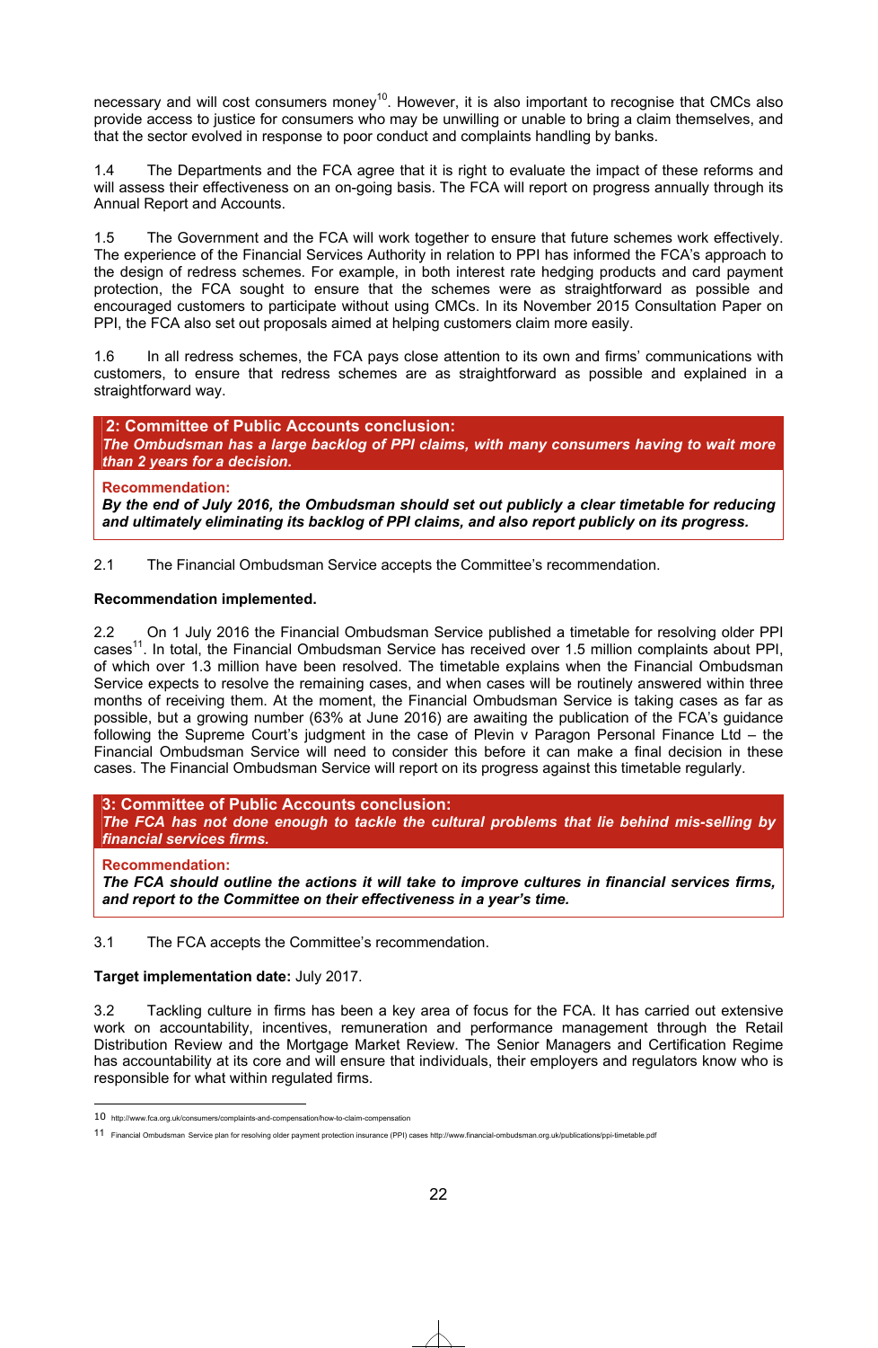necessary and will cost consumers money[10]. However, it is also important to recognise that CMCs also provide access to justice for consumers who may be unwilling or unable to bring a claim themselves, and that the sector evolved in response to poor conduct and complaints handling by banks.

1.4 The Departments and the FCA agree that it is right to evaluate the impact of these reforms and will assess their effectiveness on an on-going basis. The FCA will report on progress annually through its Annual Report and Accounts.

1.5 The Government and the FCA will work together to ensure that future schemes work effectively. The experience of the Financial Services Authority in relation to PPI has informed the FCA's approach to the design of redress schemes. For example, in both interest rate hedging products and card payment protection, the FCA sought to ensure that the schemes were as straightforward as possible and encouraged customers to participate without using CMCs. In its November 2015 Consultation Paper on PPI, the FCA also set out proposals aimed at helping customers claim more easily.

1.6 In all redress schemes, the FCA pays close attention to its own and firms' communications with customers, to ensure that redress schemes are as straightforward as possible and explained in a straightforward way.

**2: Committee of Public Accounts conclusion:**
***The Ombudsman has a large backlog of PPI claims, with many consumers having to wait more than 2 years for a decision.***

**Recommendation:**
***By the end of July 2016, the Ombudsman should set out publicly a clear timetable for reducing and ultimately eliminating its backlog of PPI claims, and also report publicly on its progress.***

2.1 The Financial Ombudsman Service accepts the Committee's recommendation.

**Recommendation implemented.**

2.2 On 1 July 2016 the Financial Ombudsman Service published a timetable for resolving older PPI cases[11]. In total, the Financial Ombudsman Service has received over 1.5 million complaints about PPI, of which over 1.3 million have been resolved. The timetable explains when the Financial Ombudsman Service expects to resolve the remaining cases, and when cases will be routinely answered within three months of receiving them. At the moment, the Financial Ombudsman Service is taking cases as far as possible, but a growing number (63% at June 2016) are awaiting the publication of the FCA's guidance following the Supreme Court's judgment in the case of Plevin v Paragon Personal Finance Ltd – the Financial Ombudsman Service will need to consider this before it can make a final decision in these cases. The Financial Ombudsman Service will report on its progress against this timetable regularly.

**3: Committee of Public Accounts conclusion:**
***The FCA has not done enough to tackle the cultural problems that lie behind mis-selling by financial services firms.***

**Recommendation:**
***The FCA should outline the actions it will take to improve cultures in financial services firms, and report to the Committee on their effectiveness in a year's time.***

3.1 The FCA accepts the Committee's recommendation.

**Target implementation date:** July 2017.

3.2 Tackling culture in firms has been a key area of focus for the FCA. It has carried out extensive work on accountability, incentives, remuneration and performance management through the Retail Distribution Review and the Mortgage Market Review. The Senior Managers and Certification Regime has accountability at its core and will ensure that individuals, their employers and regulators know who is responsible for what within regulated firms.

---

[10] http://www.fca.org.uk/consumers/complaints-and-compensation/how-to-claim-compensation

[11] Financial Ombudsman Service plan for resolving older payment protection insurance (PPI) cases http://www.financial-ombudsman.org.uk/publications/ppi-timetable.pdf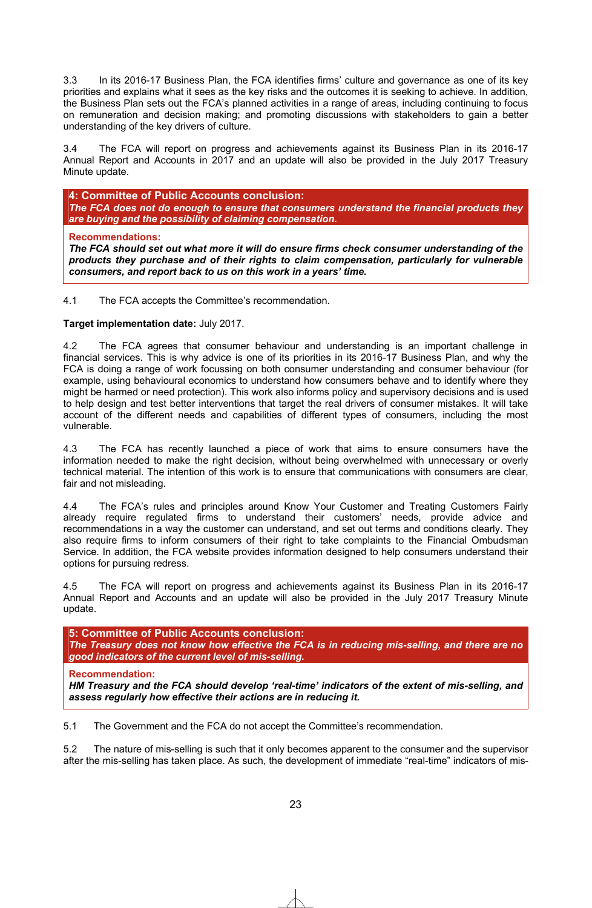3.3 In its 2016-17 Business Plan, the FCA identifies firms' culture and governance as one of its key priorities and explains what it sees as the key risks and the outcomes it is seeking to achieve. In addition, the Business Plan sets out the FCA's planned activities in a range of areas, including continuing to focus on remuneration and decision making; and promoting discussions with stakeholders to gain a better understanding of the key drivers of culture.

3.4 The FCA will report on progress and achievements against its Business Plan in its 2016-17 Annual Report and Accounts in 2017 and an update will also be provided in the July 2017 Treasury Minute update.

**4: Committee of Public Accounts conclusion:**
***The FCA does not do enough to ensure that consumers understand the financial products they are buying and the possibility of claiming compensation.***

**Recommendations:**
***The FCA should set out what more it will do ensure firms check consumer understanding of the products they purchase and of their rights to claim compensation, particularly for vulnerable consumers, and report back to us on this work in a years' time.***

4.1 The FCA accepts the Committee's recommendation.

**Target implementation date:** July 2017.

4.2 The FCA agrees that consumer behaviour and understanding is an important challenge in financial services. This is why advice is one of its priorities in its 2016-17 Business Plan, and why the FCA is doing a range of work focussing on both consumer understanding and consumer behaviour (for example, using behavioural economics to understand how consumers behave and to identify where they might be harmed or need protection). This work also informs policy and supervisory decisions and is used to help design and test better interventions that target the real drivers of consumer mistakes. It will take account of the different needs and capabilities of different types of consumers, including the most vulnerable.

4.3 The FCA has recently launched a piece of work that aims to ensure consumers have the information needed to make the right decision, without being overwhelmed with unnecessary or overly technical material. The intention of this work is to ensure that communications with consumers are clear, fair and not misleading.

4.4 The FCA's rules and principles around Know Your Customer and Treating Customers Fairly already require regulated firms to understand their customers' needs, provide advice and recommendations in a way the customer can understand, and set out terms and conditions clearly. They also require firms to inform consumers of their right to take complaints to the Financial Ombudsman Service. In addition, the FCA website provides information designed to help consumers understand their options for pursuing redress.

4.5 The FCA will report on progress and achievements against its Business Plan in its 2016-17 Annual Report and Accounts and an update will also be provided in the July 2017 Treasury Minute update.

**5: Committee of Public Accounts conclusion:**
***The Treasury does not know how effective the FCA is in reducing mis-selling, and there are no good indicators of the current level of mis-selling.***

**Recommendation:**
***HM Treasury and the FCA should develop 'real-time' indicators of the extent of mis-selling, and assess regularly how effective their actions are in reducing it.***

5.1 The Government and the FCA do not accept the Committee's recommendation.

5.2 The nature of mis-selling is such that it only becomes apparent to the consumer and the supervisor after the mis-selling has taken place. As such, the development of immediate "real-time" indicators of mis-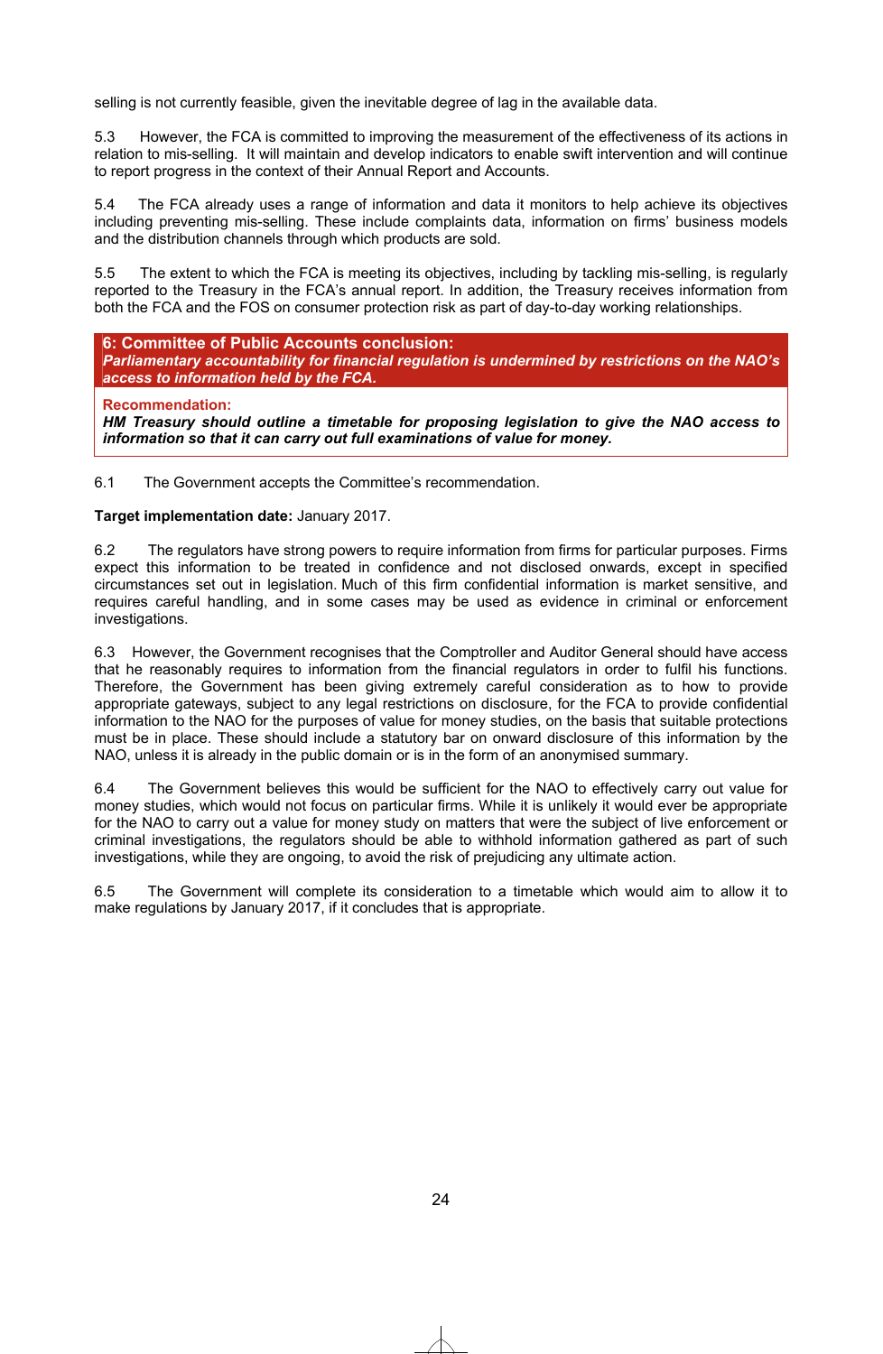selling is not currently feasible, given the inevitable degree of lag in the available data.

5.3 However, the FCA is committed to improving the measurement of the effectiveness of its actions in relation to mis-selling. It will maintain and develop indicators to enable swift intervention and will continue to report progress in the context of their Annual Report and Accounts.

5.4 The FCA already uses a range of information and data it monitors to help achieve its objectives including preventing mis-selling. These include complaints data, information on firms' business models and the distribution channels through which products are sold.

5.5 The extent to which the FCA is meeting its objectives, including by tackling mis-selling, is regularly reported to the Treasury in the FCA's annual report. In addition, the Treasury receives information from both the FCA and the FOS on consumer protection risk as part of day-to-day working relationships.

**6: Committee of Public Accounts conclusion:**
***Parliamentary accountability for financial regulation is undermined by restrictions on the NAO's access to information held by the FCA.***

**Recommendation:**
***HM Treasury should outline a timetable for proposing legislation to give the NAO access to information so that it can carry out full examinations of value for money.***

6.1 The Government accepts the Committee's recommendation.

**Target implementation date:** January 2017.

6.2 The regulators have strong powers to require information from firms for particular purposes. Firms expect this information to be treated in confidence and not disclosed onwards, except in specified circumstances set out in legislation. Much of this firm confidential information is market sensitive, and requires careful handling, and in some cases may be used as evidence in criminal or enforcement investigations.

6.3 However, the Government recognises that the Comptroller and Auditor General should have access that he reasonably requires to information from the financial regulators in order to fulfil his functions. Therefore, the Government has been giving extremely careful consideration as to how to provide appropriate gateways, subject to any legal restrictions on disclosure, for the FCA to provide confidential information to the NAO for the purposes of value for money studies, on the basis that suitable protections must be in place. These should include a statutory bar on onward disclosure of this information by the NAO, unless it is already in the public domain or is in the form of an anonymised summary.

6.4 The Government believes this would be sufficient for the NAO to effectively carry out value for money studies, which would not focus on particular firms. While it is unlikely it would ever be appropriate for the NAO to carry out a value for money study on matters that were the subject of live enforcement or criminal investigations, the regulators should be able to withhold information gathered as part of such investigations, while they are ongoing, to avoid the risk of prejudicing any ultimate action.

6.5 The Government will complete its consideration to a timetable which would aim to allow it to make regulations by January 2017, if it concludes that is appropriate.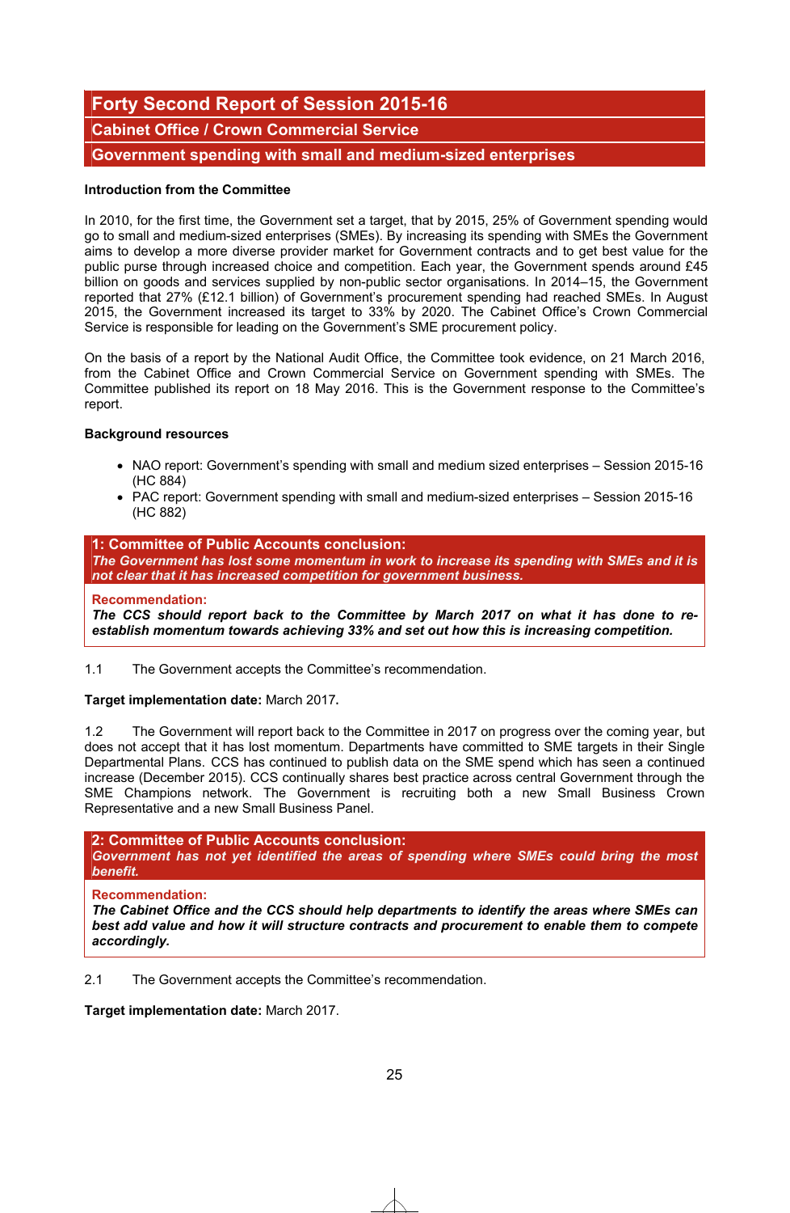# Forty Second Report of Session 2015-16

## Cabinet Office / Crown Commercial Service

## Government spending with small and medium-sized enterprises

**Introduction from the Committee**

In 2010, for the first time, the Government set a target, that by 2015, 25% of Government spending would go to small and medium-sized enterprises (SMEs). By increasing its spending with SMEs the Government aims to develop a more diverse provider market for Government contracts and to get best value for the public purse through increased choice and competition. Each year, the Government spends around £45 billion on goods and services supplied by non-public sector organisations. In 2014–15, the Government reported that 27% (£12.1 billion) of Government's procurement spending had reached SMEs. In August 2015, the Government increased its target to 33% by 2020. The Cabinet Office's Crown Commercial Service is responsible for leading on the Government's SME procurement policy.

On the basis of a report by the National Audit Office, the Committee took evidence, on 21 March 2016, from the Cabinet Office and Crown Commercial Service on Government spending with SMEs. The Committee published its report on 18 May 2016. This is the Government response to the Committee's report.

**Background resources**

- NAO report: Government's spending with small and medium sized enterprises – Session 2015-16 (HC 884)
- PAC report: Government spending with small and medium-sized enterprises – Session 2015-16 (HC 882)

**1: Committee of Public Accounts conclusion:**
***The Government has lost some momentum in work to increase its spending with SMEs and it is not clear that it has increased competition for government business.***

**Recommendation:**
***The CCS should report back to the Committee by March 2017 on what it has done to re-establish momentum towards achieving 33% and set out how this is increasing competition.***

1.1 The Government accepts the Committee's recommendation.

**Target implementation date:** March 2017**.**

1.2 The Government will report back to the Committee in 2017 on progress over the coming year, but does not accept that it has lost momentum. Departments have committed to SME targets in their Single Departmental Plans. CCS has continued to publish data on the SME spend which has seen a continued increase (December 2015). CCS continually shares best practice across central Government through the SME Champions network. The Government is recruiting both a new Small Business Crown Representative and a new Small Business Panel.

**2: Committee of Public Accounts conclusion:**
***Government has not yet identified the areas of spending where SMEs could bring the most benefit.***

**Recommendation:**
***The Cabinet Office and the CCS should help departments to identify the areas where SMEs can best add value and how it will structure contracts and procurement to enable them to compete accordingly.***

2.1 The Government accepts the Committee's recommendation.

**Target implementation date:** March 2017.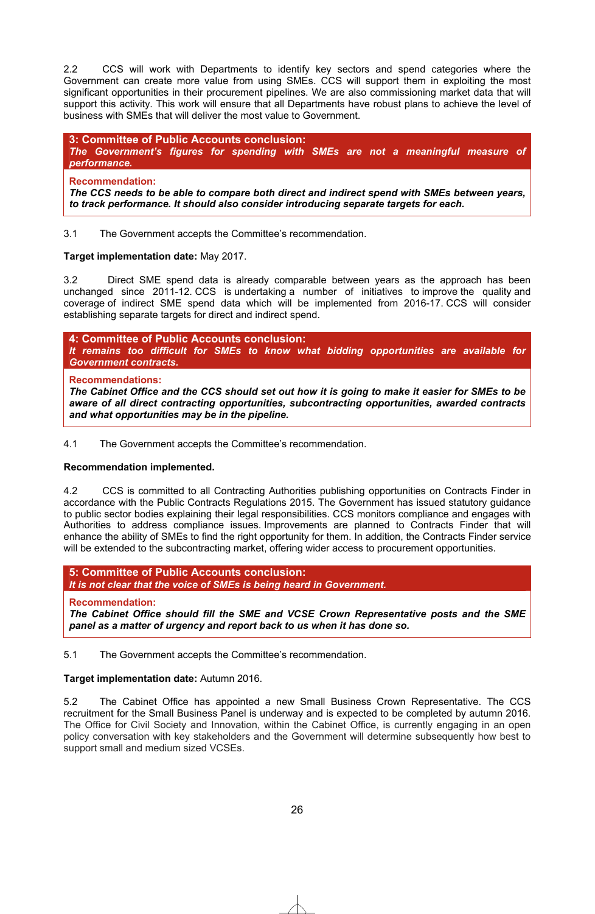2.2 CCS will work with Departments to identify key sectors and spend categories where the Government can create more value from using SMEs. CCS will support them in exploiting the most significant opportunities in their procurement pipelines. We are also commissioning market data that will support this activity. This work will ensure that all Departments have robust plans to achieve the level of business with SMEs that will deliver the most value to Government.

**3: Committee of Public Accounts conclusion:**
***The Government's figures for spending with SMEs are not a meaningful measure of performance.***

**Recommendation:**
***The CCS needs to be able to compare both direct and indirect spend with SMEs between years, to track performance. It should also consider introducing separate targets for each.***

3.1 The Government accepts the Committee's recommendation.

**Target implementation date:** May 2017.

3.2 Direct SME spend data is already comparable between years as the approach has been unchanged since 2011-12. CCS is undertaking a number of initiatives to improve the quality and coverage of indirect SME spend data which will be implemented from 2016-17. CCS will consider establishing separate targets for direct and indirect spend.

**4: Committee of Public Accounts conclusion:**
***It remains too difficult for SMEs to know what bidding opportunities are available for Government contracts.***

**Recommendations:**
***The Cabinet Office and the CCS should set out how it is going to make it easier for SMEs to be aware of all direct contracting opportunities, subcontracting opportunities, awarded contracts and what opportunities may be in the pipeline.***

4.1 The Government accepts the Committee's recommendation.

**Recommendation implemented.**

4.2 CCS is committed to all Contracting Authorities publishing opportunities on Contracts Finder in accordance with the Public Contracts Regulations 2015. The Government has issued statutory guidance to public sector bodies explaining their legal responsibilities. CCS monitors compliance and engages with Authorities to address compliance issues. Improvements are planned to Contracts Finder that will enhance the ability of SMEs to find the right opportunity for them. In addition, the Contracts Finder service will be extended to the subcontracting market, offering wider access to procurement opportunities.

**5: Committee of Public Accounts conclusion:**
***It is not clear that the voice of SMEs is being heard in Government.***

**Recommendation:**
***The Cabinet Office should fill the SME and VCSE Crown Representative posts and the SME panel as a matter of urgency and report back to us when it has done so.***

5.1 The Government accepts the Committee's recommendation.

**Target implementation date:** Autumn 2016.

5.2 The Cabinet Office has appointed a new Small Business Crown Representative. The CCS recruitment for the Small Business Panel is underway and is expected to be completed by autumn 2016. The Office for Civil Society and Innovation, within the Cabinet Office, is currently engaging in an open policy conversation with key stakeholders and the Government will determine subsequently how best to support small and medium sized VCSEs.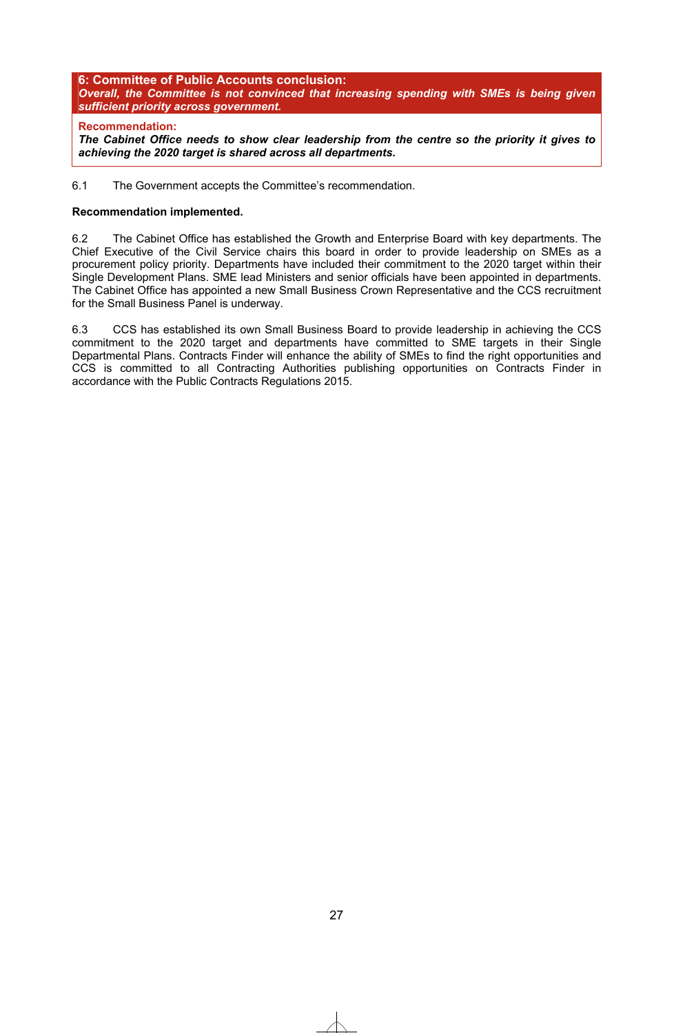**6: Committee of Public Accounts conclusion:**
***Overall, the Committee is not convinced that increasing spending with SMEs is being given sufficient priority across government.***

**Recommendation:**
***The Cabinet Office needs to show clear leadership from the centre so the priority it gives to achieving the 2020 target is shared across all departments.***

6.1 The Government accepts the Committee's recommendation.

**Recommendation implemented.**

6.2 The Cabinet Office has established the Growth and Enterprise Board with key departments. The Chief Executive of the Civil Service chairs this board in order to provide leadership on SMEs as a procurement policy priority. Departments have included their commitment to the 2020 target within their Single Development Plans. SME lead Ministers and senior officials have been appointed in departments. The Cabinet Office has appointed a new Small Business Crown Representative and the CCS recruitment for the Small Business Panel is underway.

6.3 CCS has established its own Small Business Board to provide leadership in achieving the CCS commitment to the 2020 target and departments have committed to SME targets in their Single Departmental Plans. Contracts Finder will enhance the ability of SMEs to find the right opportunities and CCS is committed to all Contracting Authorities publishing opportunities on Contracts Finder in accordance with the Public Contracts Regulations 2015.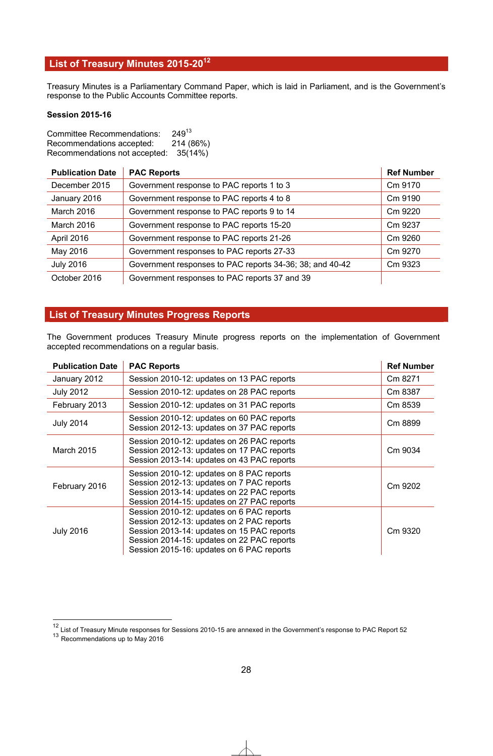## List of Treasury Minutes 2015-20[12]

Treasury Minutes is a Parliamentary Command Paper, which is laid in Parliament, and is the Government's response to the Public Accounts Committee reports.

**Session 2015-16**

Committee Recommendations: 249[13]
Recommendations accepted: 214 (86%)
Recommendations not accepted: 35(14%)

| Publication Date | PAC Reports | Ref Number |
|---|---|---|
| December 2015 | Government response to PAC reports 1 to 3 | Cm 9170 |
| January 2016 | Government response to PAC reports 4 to 8 | Cm 9190 |
| March 2016 | Government response to PAC reports 9 to 14 | Cm 9220 |
| March 2016 | Government response to PAC reports 15-20 | Cm 9237 |
| April 2016 | Government response to PAC reports 21-26 | Cm 9260 |
| May 2016 | Government responses to PAC reports 27-33 | Cm 9270 |
| July 2016 | Government responses to PAC reports 34-36; 38; and 40-42 | Cm 9323 |
| October 2016 | Government responses to PAC reports 37 and 39 | |

## List of Treasury Minutes Progress Reports

The Government produces Treasury Minute progress reports on the implementation of Government accepted recommendations on a regular basis.

| Publication Date | PAC Reports | Ref Number |
|---|---|---|
| January 2012 | Session 2010-12: updates on 13 PAC reports | Cm 8271 |
| July 2012 | Session 2010-12: updates on 28 PAC reports | Cm 8387 |
| February 2013 | Session 2010-12: updates on 31 PAC reports | Cm 8539 |
| July 2014 | Session 2010-12: updates on 60 PAC reports<br>Session 2012-13: updates on 37 PAC reports | Cm 8899 |
| March 2015 | Session 2010-12: updates on 26 PAC reports<br>Session 2012-13: updates on 17 PAC reports<br>Session 2013-14: updates on 43 PAC reports | Cm 9034 |
| February 2016 | Session 2010-12: updates on 8 PAC reports<br>Session 2012-13: updates on 7 PAC reports<br>Session 2013-14: updates on 22 PAC reports<br>Session 2014-15: updates on 27 PAC reports | Cm 9202 |
| July 2016 | Session 2010-12: updates on 6 PAC reports<br>Session 2012-13: updates on 2 PAC reports<br>Session 2013-14: updates on 15 PAC reports<br>Session 2014-15: updates on 22 PAC reports<br>Session 2015-16: updates on 6 PAC reports | Cm 9320 |

[12] List of Treasury Minute responses for Sessions 2010-15 are annexed in the Government's response to PAC Report 52

[13] Recommendations up to May 2016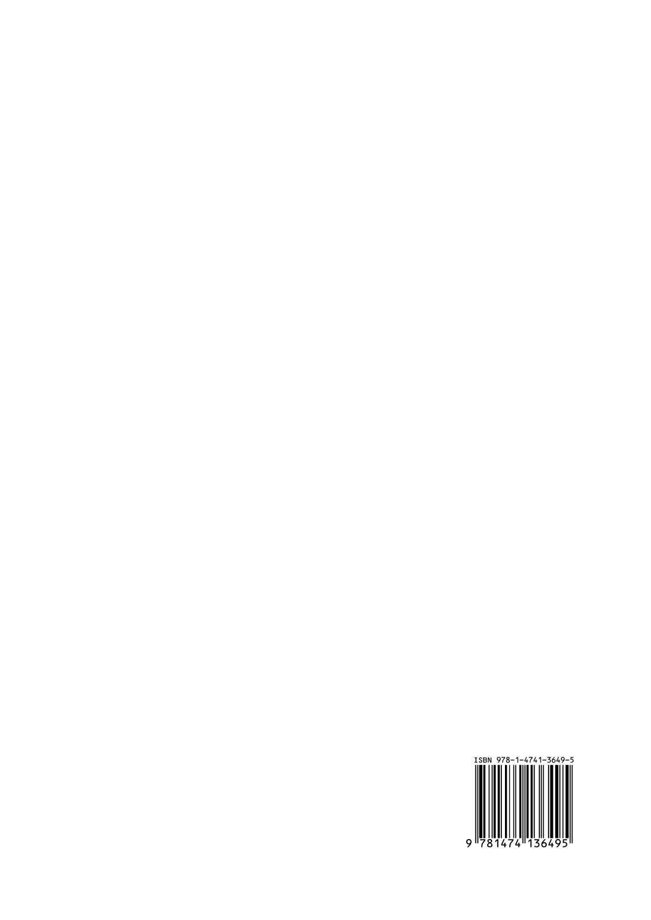ISBN 978-1-4741-3649-5

9 781474 136495